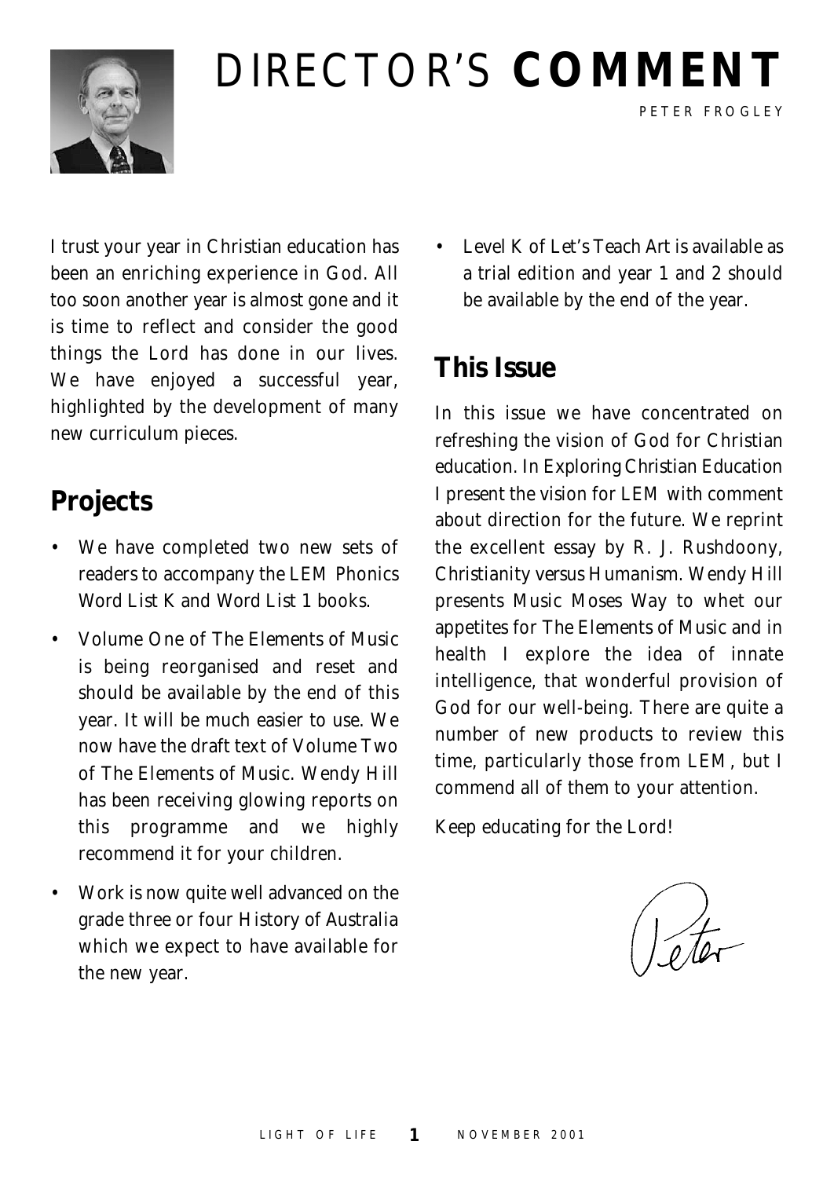# DIRECTOR'S **COMMENT**

PETER FROGLEY

I trust your year in Christian education has been an enriching experience in God. All too soon another year is almost gone and it is time to reflect and consider the good things the Lord has done in our lives. We have enjoyed a successful year, highlighted by the development of many new curriculum pieces.

## Projects

- We have completed two new sets of readers to accompany the LEM Phonics Word List K and Word List 1 books.
- Volume One of The Elements of Music is being reorganised and reset and should be available by the end of this year. It will be much easier to use. We now have the draft text of Volume Two of The Elements of Music. Wendy Hill has been receiving glowing reports on this programme and we highly recommend it for your children.
- Work is now quite well advanced on the grade three or four History of Australia which we expect to have available for the new year.
- Level K of Let's Teach Art is available as a trial edition and year 1 and 2 should be available by the end of the year.

## This Issue

In this issue we have concentrated on refreshing the vision of God for Christian education. In Exploring Christian Education I present the vision for LEM with comment about direction for the future. We reprint the excellent essay by R. J. Rushdoony, Christianity versus Humanism. Wendy Hill presents Music Moses Way to whet our appetites for The Elements of Music and in health I explore the idea of innate intelligence, that wonderful provision of God for our well-being. There are quite a number of new products to review this time, particularly those from LEM, but I commend all of them to your attention.

Keep educating for the Lord!

Peter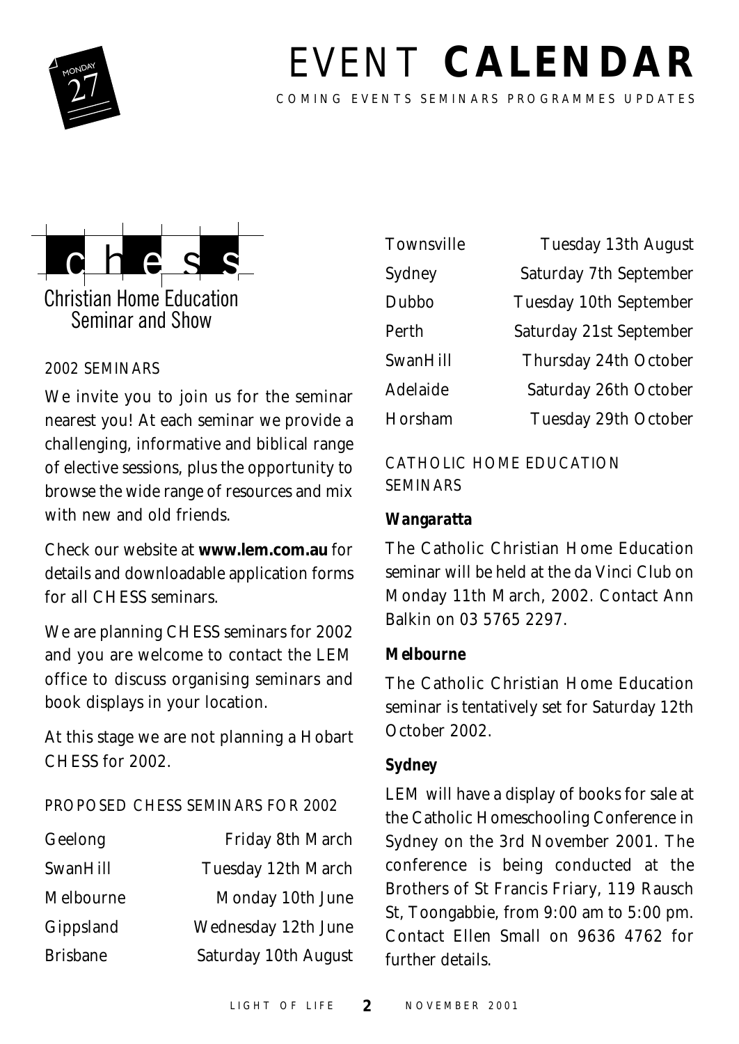# EVENT **CALENDAR**

COMING EVENTS SEMINARS PROGRAMMES UPDATES

## chess

Christian Home Education Seminar and Show

### 2002 SEMINARS

We invite you to join us for the seminar nearest you! At each seminar we provide a challenging, informative and biblical range of elective sessions, plus the opportunity to browse the wide range of resources and mix with new and old friends.

Check our website at **www.lem.com.au** for details and downloadable application forms for all CHESS seminars.

We are planning CHESS seminars for 2002 and you are welcome to contact the LEM office to discuss organising seminars and book displays in your location.

At this stage we are not planning a Hobart CHESS for 2002.

### PROPOSED CHESS SEMINARS FOR 2002

| | |
|---|---|
| Geelong | Friday 8th March |
| SwanHill | Tuesday 12th March |
| Melbourne | Monday 10th June |
| Gippsland | Wednesday 12th June |
| Brisbane | Saturday 10th August |
| Townsville | Tuesday 13th August |
| Sydney | Saturday 7th September |
| Dubbo | Tuesday 10th September |
| Perth | Saturday 21st September |
| SwanHill | Thursday 24th October |
| Adelaide | Saturday 26th October |
| Horsham | Tuesday 29th October |

### CATHOLIC HOME EDUCATION SEMINARS

**Wangaratta**

The Catholic Christian Home Education seminar will be held at the da Vinci Club on Monday 11th March, 2002. Contact Ann Balkin on 03 5765 2297.

**Melbourne**

The Catholic Christian Home Education seminar is tentatively set for Saturday 12th October 2002.

**Sydney**

LEM will have a display of books for sale at the Catholic Homeschooling Conference in Sydney on the 3rd November 2001. The conference is being conducted at the Brothers of St Francis Friary, 119 Rausch St, Toongabbie, from 9:00 am to 5:00 pm. Contact Ellen Small on 9636 4762 for further details.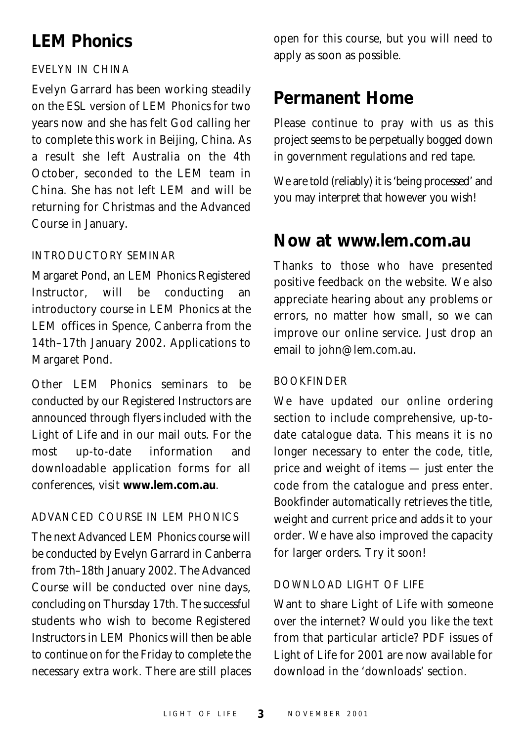## LEM Phonics

### EVELYN IN CHINA

Evelyn Garrard has been working steadily on the ESL version of LEM Phonics for two years now and she has felt God calling her to complete this work in Beijing, China. As a result she left Australia on the 4th October, seconded to the LEM team in China. She has not left LEM and will be returning for Christmas and the Advanced Course in January.

### INTRODUCTORY SEMINAR

Margaret Pond, an LEM Phonics Registered Instructor, will be conducting an introductory course in LEM Phonics at the LEM offices in Spence, Canberra from the 14th–17th January 2002. Applications to Margaret Pond.

Other LEM Phonics seminars to be conducted by our Registered Instructors are announced through flyers included with the Light of Life and in our mail outs. For the most up-to-date information and downloadable application forms for all conferences, visit **www.lem.com.au**.

### ADVANCED COURSE IN LEM PHONICS

The next Advanced LEM Phonics course will be conducted by Evelyn Garrard in Canberra from 7th–18th January 2002. The Advanced Course will be conducted over nine days, concluding on Thursday 17th. The successful students who wish to become Registered Instructors in LEM Phonics will then be able to continue on for the Friday to complete the necessary extra work. There are still places open for this course, but you will need to apply as soon as possible.

## Permanent Home

Please continue to pray with us as this project seems to be perpetually bogged down in government regulations and red tape.

We are told (reliably) it is 'being processed' and you may interpret that however you wish!

## Now at www.lem.com.au

Thanks to those who have presented positive feedback on the website. We also appreciate hearing about any problems or errors, no matter how small, so we can improve our online service. Just drop an email to john@lem.com.au.

### BOOKFINDER

We have updated our online ordering section to include comprehensive, up-to-date catalogue data. This means it is no longer necessary to enter the code, title, price and weight of items — just enter the code from the catalogue and press enter. Bookfinder automatically retrieves the title, weight and current price and adds it to your order. We have also improved the capacity for larger orders. Try it soon!

### DOWNLOAD LIGHT OF LIFE

Want to share Light of Life with someone over the internet? Would you like the text from that particular article? PDF issues of Light of Life for 2001 are now available for download in the 'downloads' section.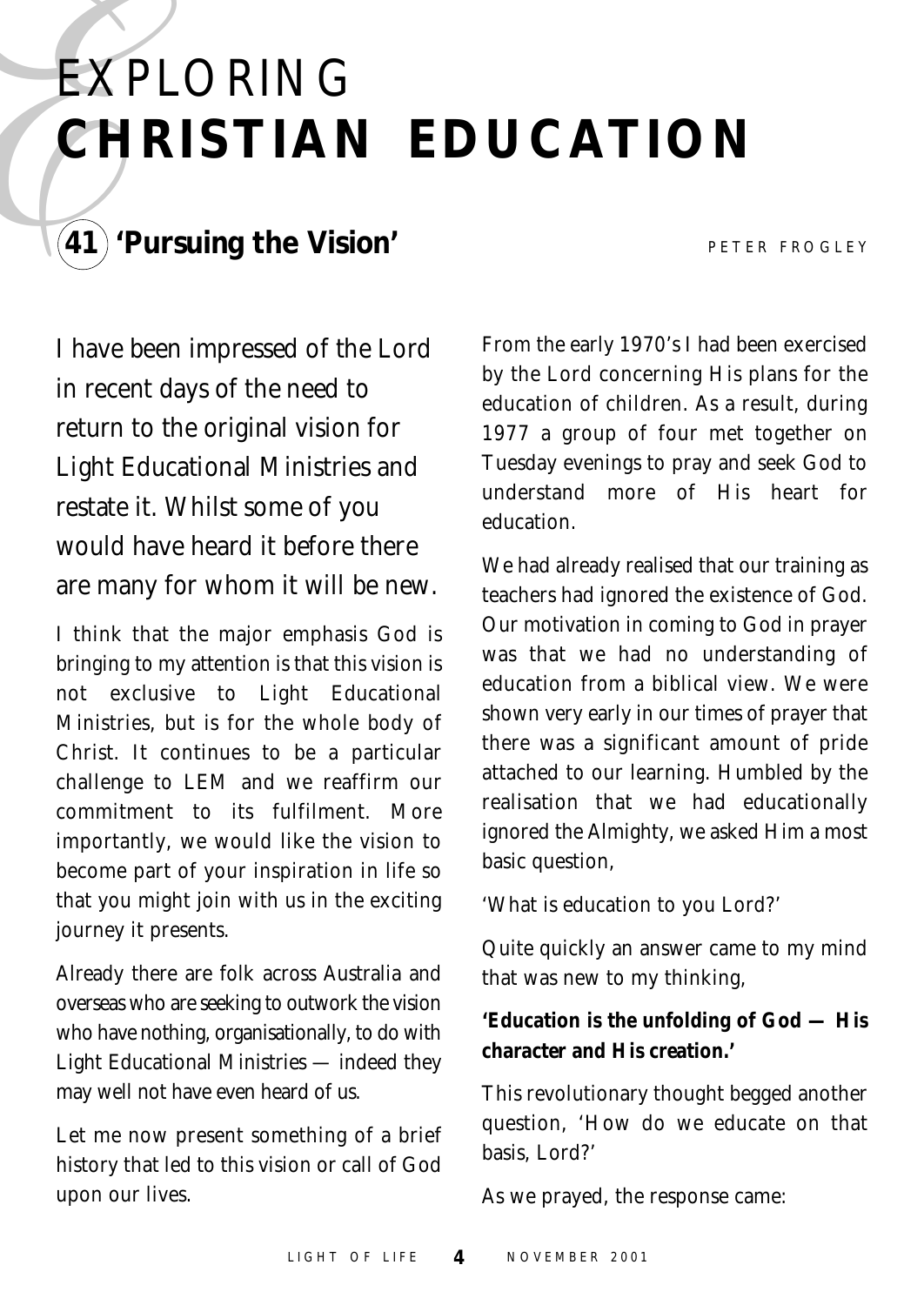# EXPLORING **CHRISTIAN EDUCATION**

## 41 'Pursuing the Vision'

PETER FROGLEY

I have been impressed of the Lord in recent days of the need to return to the original vision for Light Educational Ministries and restate it. Whilst some of you would have heard it before there are many for whom it will be new.

I think that the major emphasis God is bringing to my attention is that this vision is not exclusive to Light Educational Ministries, but is for the whole body of Christ. It continues to be a particular challenge to LEM and we reaffirm our commitment to its fulfilment. More importantly, we would like the vision to become part of your inspiration in life so that you might join with us in the exciting journey it presents.

Already there are folk across Australia and overseas who are seeking to outwork the vision who have nothing, organisationally, to do with Light Educational Ministries — indeed they may well not have even heard of us.

Let me now present something of a brief history that led to this vision or call of God upon our lives.

From the early 1970's I had been exercised by the Lord concerning His plans for the education of children. As a result, during 1977 a group of four met together on Tuesday evenings to pray and seek God to understand more of His heart for education.

We had already realised that our training as teachers had ignored the existence of God. Our motivation in coming to God in prayer was that we had no understanding of education from a biblical view. We were shown very early in our times of prayer that there was a significant amount of pride attached to our learning. Humbled by the realisation that we had educationally ignored the Almighty, we asked Him a most basic question,

'What is education to you Lord?'

Quite quickly an answer came to my mind that was new to my thinking,

**'Education is the unfolding of God — His character and His creation.'**

This revolutionary thought begged another question, 'How do we educate on that basis, Lord?'

As we prayed, the response came: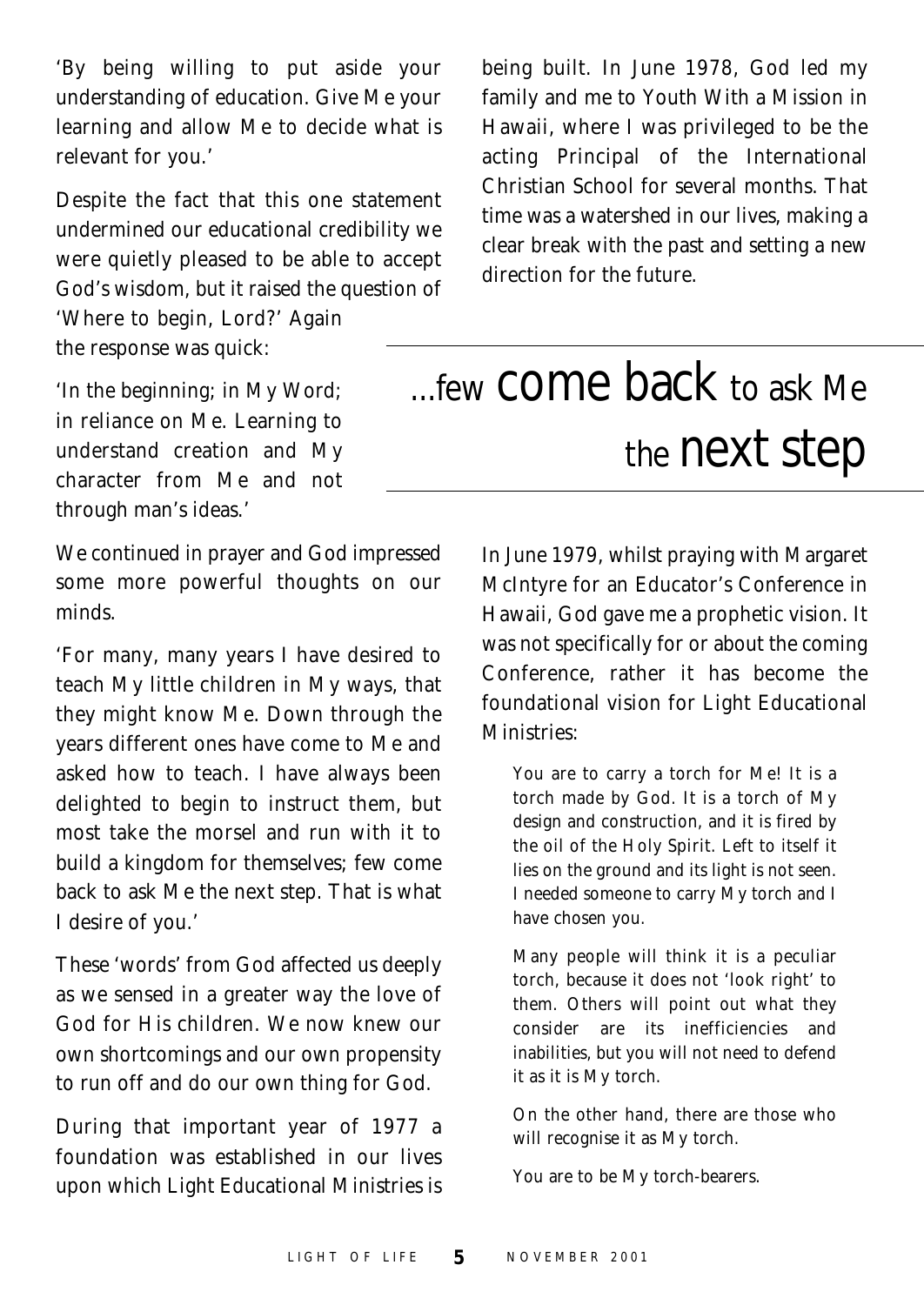'By being willing to put aside your understanding of education. Give Me your learning and allow Me to decide what is relevant for you.'

Despite the fact that this one statement undermined our educational credibility we were quietly pleased to be able to accept God's wisdom, but it raised the question of 'Where to begin, Lord?' Again the response was quick:

'In the beginning; in My Word; in reliance on Me. Learning to understand creation and My character from Me and not through man's ideas.'

We continued in prayer and God impressed some more powerful thoughts on our minds.

'For many, many years I have desired to teach My little children in My ways, that they might know Me. Down through the years different ones have come to Me and asked how to teach. I have always been delighted to begin to instruct them, but most take the morsel and run with it to build a kingdom for themselves; few come back to ask Me the next step. That is what I desire of you.'

These 'words' from God affected us deeply as we sensed in a greater way the love of God for His children. We now knew our own shortcomings and our own propensity to run off and do our own thing for God.

During that important year of 1977 a foundation was established in our lives upon which Light Educational Ministries is being built. In June 1978, God led my family and me to Youth With a Mission in Hawaii, where I was privileged to be the acting Principal of the International Christian School for several months. That time was a watershed in our lives, making a clear break with the past and setting a new direction for the future.

## ...few come back to ask Me the next step

In June 1979, whilst praying with Margaret McIntyre for an Educator's Conference in Hawaii, God gave me a prophetic vision. It was not specifically for or about the coming Conference, rather it has become the foundational vision for Light Educational Ministries:

> You are to carry a torch for Me! It is a torch made by God. It is a torch of My design and construction, and it is fired by the oil of the Holy Spirit. Left to itself it lies on the ground and its light is not seen. I needed someone to carry My torch and I have chosen you.
>
> Many people will think it is a peculiar torch, because it does not 'look right' to them. Others will point out what they consider are its inefficiencies and inabilities, but you will not need to defend it as it is My torch.
>
> On the other hand, there are those who will recognise it as My torch.
>
> You are to be My torch-bearers.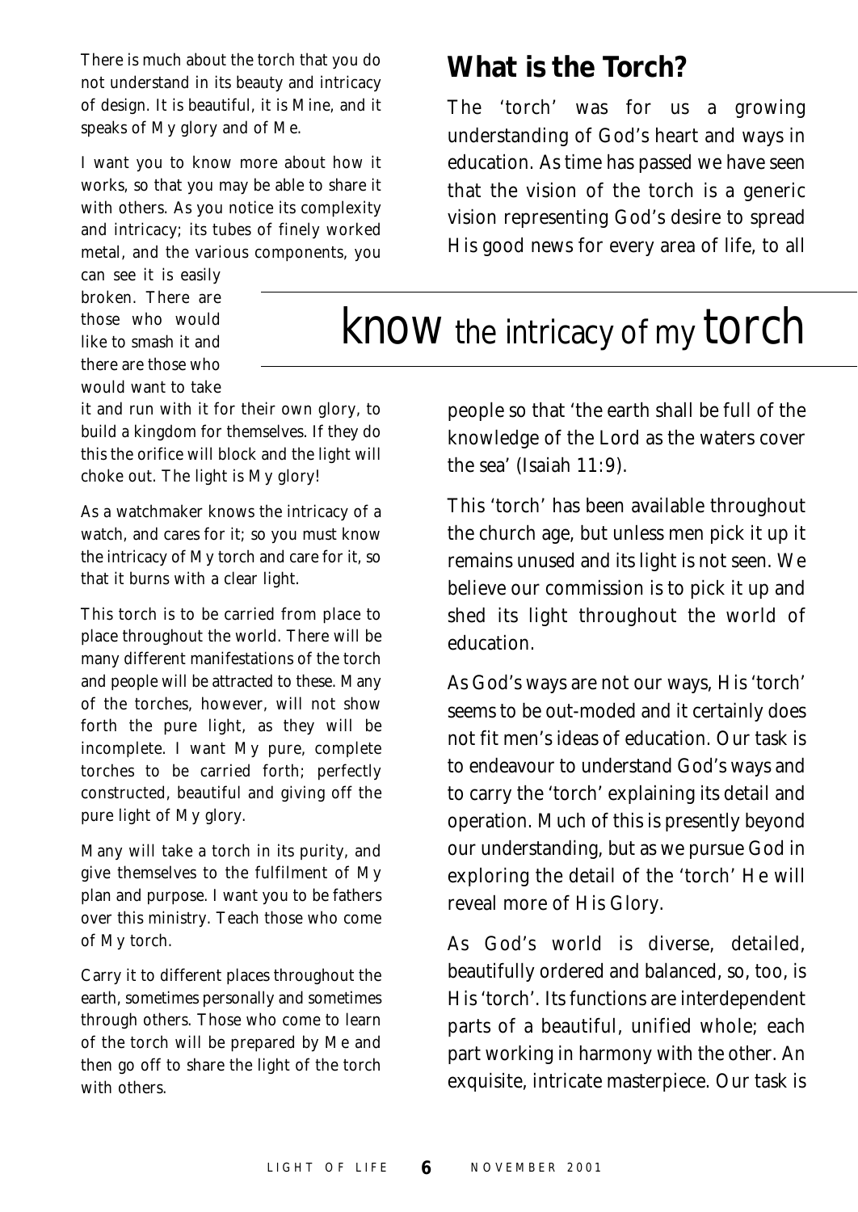There is much about the torch that you do not understand in its beauty and intricacy of design. It is beautiful, it is Mine, and it speaks of My glory and of Me.

I want you to know more about how it works, so that you may be able to share it with others. As you notice its complexity and intricacy; its tubes of finely worked metal, and the various components, you can see it is easily broken. There are those who would like to smash it and there are those who would want to take it and run with it for their own glory, to build a kingdom for themselves. If they do this the orifice will block and the light will choke out. The light is My glory!

As a watchmaker knows the intricacy of a watch, and cares for it; so you must know the intricacy of My torch and care for it, so that it burns with a clear light.

This torch is to be carried from place to place throughout the world. There will be many different manifestations of the torch and people will be attracted to these. Many of the torches, however, will not show forth the pure light, as they will be incomplete. I want My pure, complete torches to be carried forth; perfectly constructed, beautiful and giving off the pure light of My glory.

Many will take a torch in its purity, and give themselves to the fulfilment of My plan and purpose. I want you to be fathers over this ministry. Teach those who come of My torch.

Carry it to different places throughout the earth, sometimes personally and sometimes through others. Those who come to learn of the torch will be prepared by Me and then go off to share the light of the torch with others.

# know the intricacy of my torch

## What is the Torch?

The 'torch' was for us a growing understanding of God's heart and ways in education. As time has passed we have seen that the vision of the torch is a generic vision representing God's desire to spread His good news for every area of life, to all people so that 'the earth shall be full of the knowledge of the Lord as the waters cover the sea' (Isaiah 11:9).

This 'torch' has been available throughout the church age, but unless men pick it up it remains unused and its light is not seen. We believe our commission is to pick it up and shed its light throughout the world of education.

As God's ways are not our ways, His 'torch' seems to be out-moded and it certainly does not fit men's ideas of education. Our task is to endeavour to understand God's ways and to carry the 'torch' explaining its detail and operation. Much of this is presently beyond our understanding, but as we pursue God in exploring the detail of the 'torch' He will reveal more of His Glory.

As God's world is diverse, detailed, beautifully ordered and balanced, so, too, is His 'torch'. Its functions are interdependent parts of a beautiful, unified whole; each part working in harmony with the other. An exquisite, intricate masterpiece. Our task is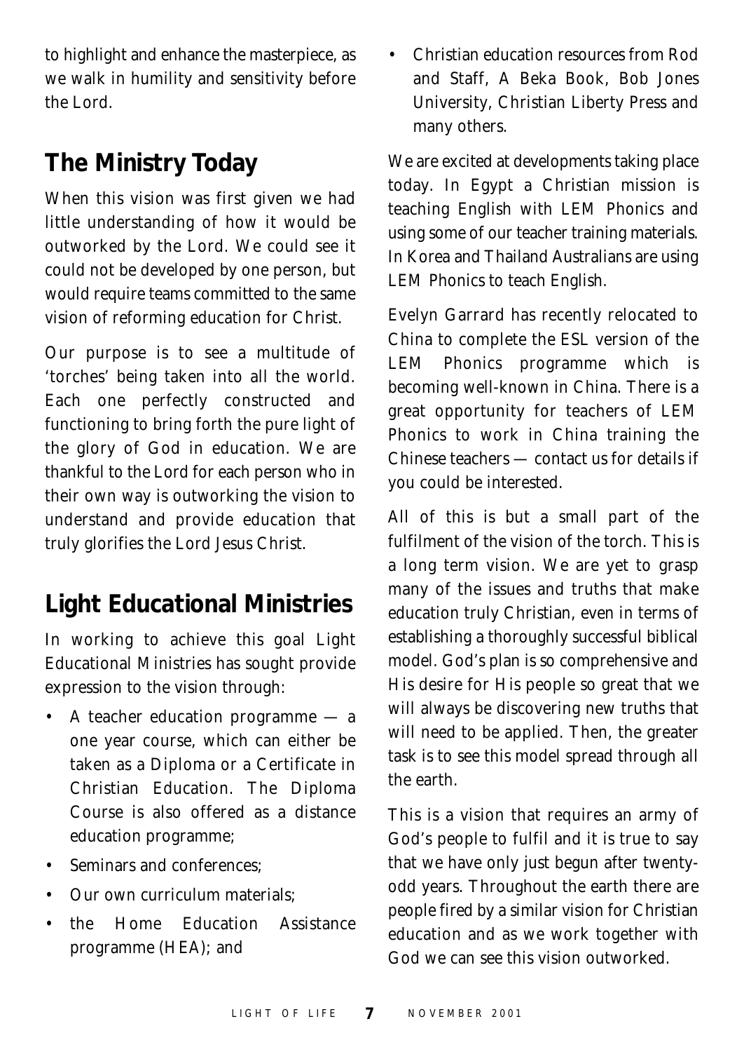to highlight and enhance the masterpiece, as we walk in humility and sensitivity before the Lord.

## The Ministry Today

When this vision was first given we had little understanding of how it would be outworked by the Lord. We could see it could not be developed by one person, but would require teams committed to the same vision of reforming education for Christ.

Our purpose is to see a multitude of 'torches' being taken into all the world. Each one perfectly constructed and functioning to bring forth the pure light of the glory of God in education. We are thankful to the Lord for each person who in their own way is outworking the vision to understand and provide education that truly glorifies the Lord Jesus Christ.

## Light Educational Ministries

In working to achieve this goal Light Educational Ministries has sought provide expression to the vision through:

- A teacher education programme — a one year course, which can either be taken as a Diploma or a Certificate in Christian Education. The Diploma Course is also offered as a distance education programme;
- Seminars and conferences;
- Our own curriculum materials;
- the Home Education Assistance programme (HEA); and
- Christian education resources from Rod and Staff, A Beka Book, Bob Jones University, Christian Liberty Press and many others.

We are excited at developments taking place today. In Egypt a Christian mission is teaching English with LEM Phonics and using some of our teacher training materials. In Korea and Thailand Australians are using LEM Phonics to teach English.

Evelyn Garrard has recently relocated to China to complete the ESL version of the LEM Phonics programme which is becoming well-known in China. There is a great opportunity for teachers of LEM Phonics to work in China training the Chinese teachers — contact us for details if you could be interested.

All of this is but a small part of the fulfilment of the vision of the torch. This is a long term vision. We are yet to grasp many of the issues and truths that make education truly Christian, even in terms of establishing a thoroughly successful biblical model. God's plan is so comprehensive and His desire for His people so great that we will always be discovering new truths that will need to be applied. Then, the greater task is to see this model spread through all the earth.

This is a vision that requires an army of God's people to fulfil and it is true to say that we have only just begun after twenty-odd years. Throughout the earth there are people fired by a similar vision for Christian education and as we work together with God we can see this vision outworked.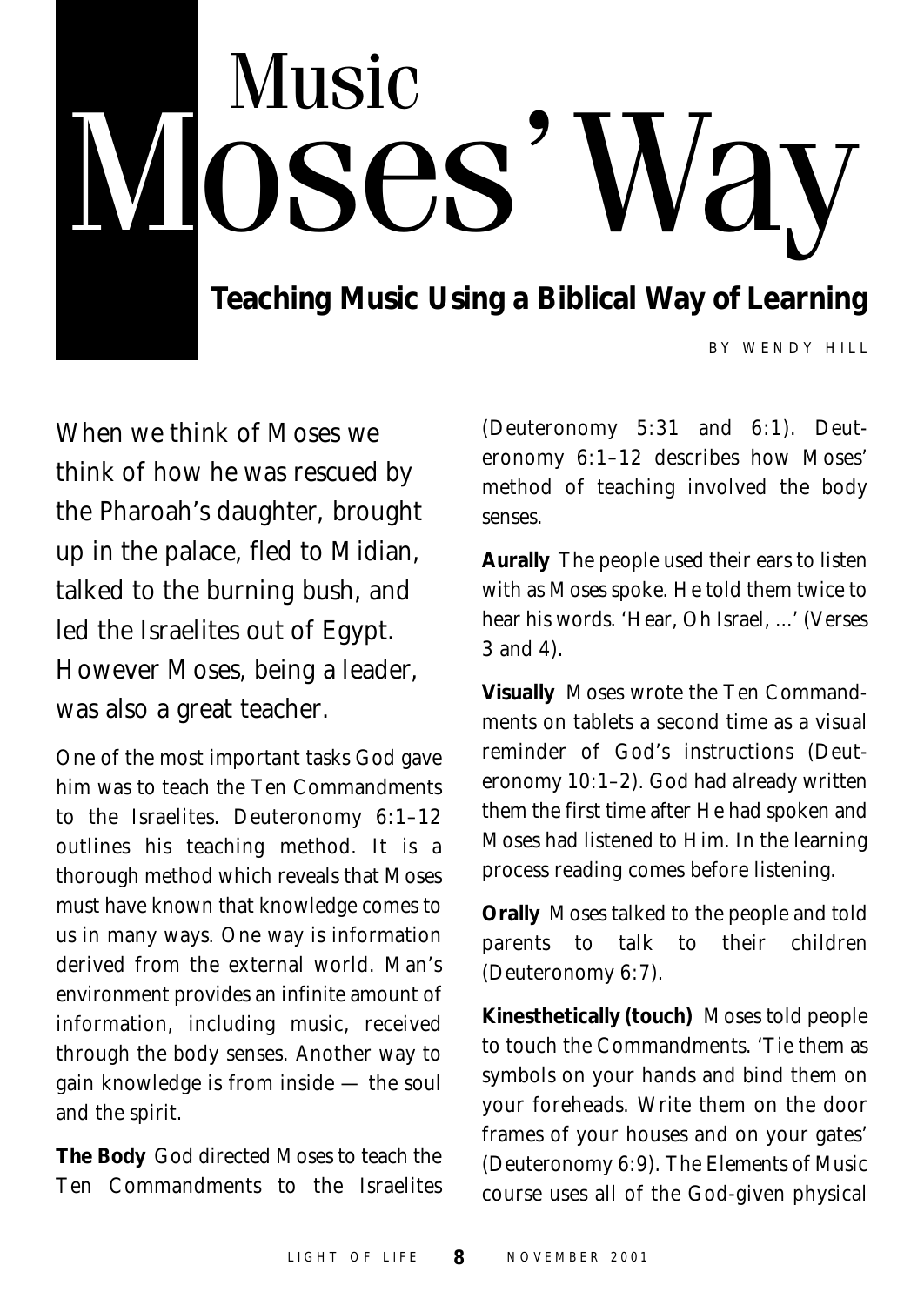# Music Moses' Way

## Teaching Music Using a Biblical Way of Learning

BY WENDY HILL

When we think of Moses we think of how he was rescued by the Pharoah's daughter, brought up in the palace, fled to Midian, talked to the burning bush, and led the Israelites out of Egypt. However Moses, being a leader, was also a great teacher.

One of the most important tasks God gave him was to teach the Ten Commandments to the Israelites. Deuteronomy 6:1–12 outlines his teaching method. It is a thorough method which reveals that Moses must have known that knowledge comes to us in many ways. One way is information derived from the external world. Man's environment provides an infinite amount of information, including music, received through the body senses. Another way to gain knowledge is from inside — the soul and the spirit.

**The Body** God directed Moses to teach the Ten Commandments to the Israelites (Deuteronomy 5:31 and 6:1). Deuteronomy 6:1–12 describes how Moses' method of teaching involved the body senses.

**Aurally** The people used their ears to listen with as Moses spoke. He told them twice to hear his words. 'Hear, Oh Israel, ...' (Verses 3 and 4).

**Visually** Moses wrote the Ten Commandments on tablets a second time as a visual reminder of God's instructions (Deuteronomy 10:1–2). God had already written them the first time after He had spoken and Moses had listened to Him. In the learning process reading comes before listening.

**Orally** Moses talked to the people and told parents to talk to their children (Deuteronomy 6:7).

**Kinesthetically (touch)** Moses told people to touch the Commandments. 'Tie them as symbols on your hands and bind them on your foreheads. Write them on the door frames of your houses and on your gates' (Deuteronomy 6:9). The Elements of Music course uses all of the God-given physical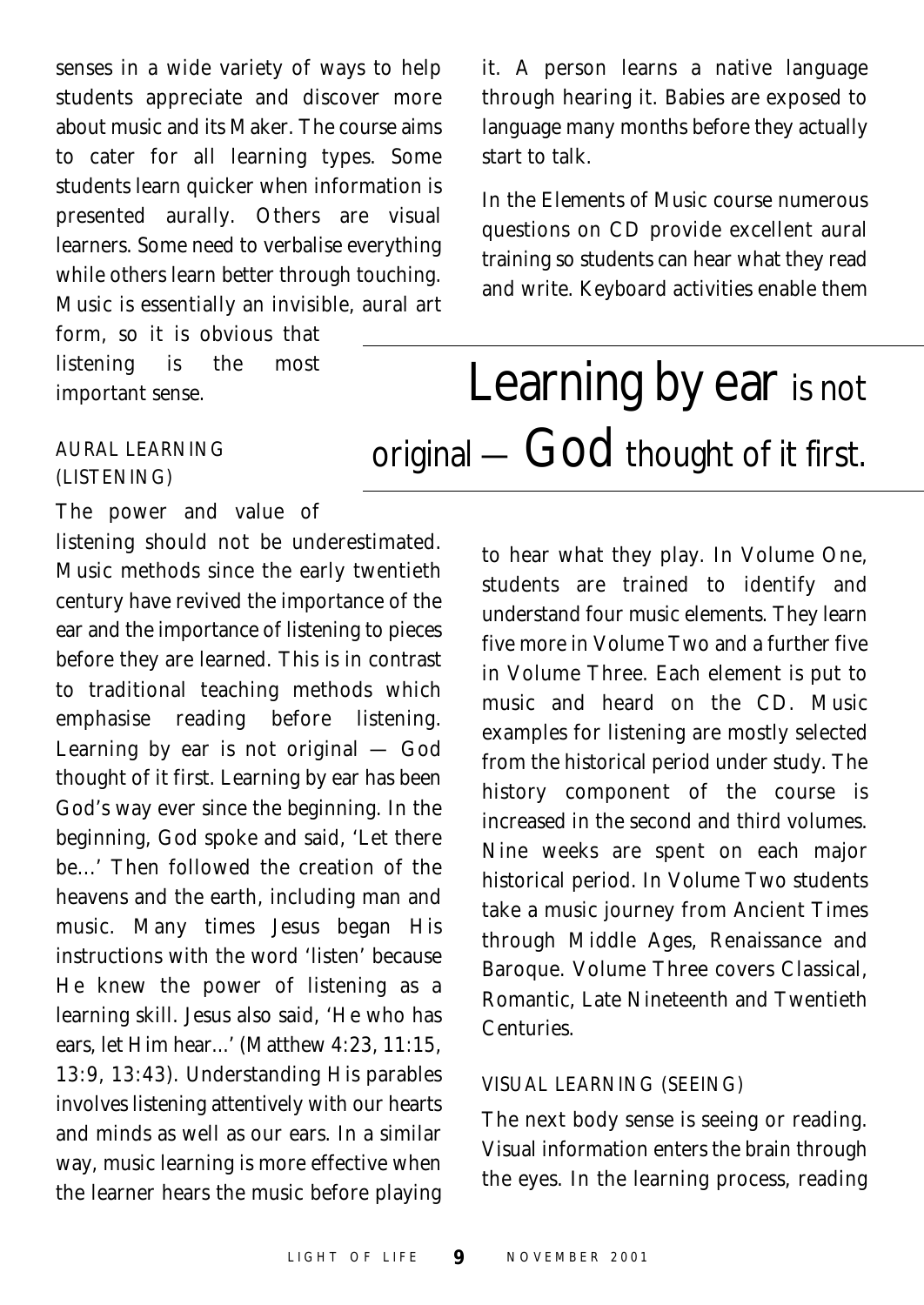senses in a wide variety of ways to help students appreciate and discover more about music and its Maker. The course aims to cater for all learning types. Some students learn quicker when information is presented aurally. Others are visual learners. Some need to verbalise everything while others learn better through touching. Music is essentially an invisible, aural art form, so it is obvious that listening is the most important sense.

### AURAL LEARNING (LISTENING)

The power and value of listening should not be underestimated. Music methods since the early twentieth century have revived the importance of the ear and the importance of listening to pieces before they are learned. This is in contrast to traditional teaching methods which emphasise reading before listening. Learning by ear is not original — God thought of it first. Learning by ear has been God's way ever since the beginning. In the beginning, God spoke and said, 'Let there be...' Then followed the creation of the heavens and the earth, including man and music. Many times Jesus began His instructions with the word 'listen' because He knew the power of listening as a learning skill. Jesus also said, 'He who has ears, let Him hear...' (Matthew 4:23, 11:15, 13:9, 13:43). Understanding His parables involves listening attentively with our hearts and minds as well as our ears. In a similar way, music learning is more effective when the learner hears the music before playing it. A person learns a native language through hearing it. Babies are exposed to language many months before they actually start to talk.

> Learning by ear is not original — God thought of it first.

In the Elements of Music course numerous questions on CD provide excellent aural training so students can hear what they read and write. Keyboard activities enable them to hear what they play. In Volume One, students are trained to identify and understand four music elements. They learn five more in Volume Two and a further five in Volume Three. Each element is put to music and heard on the CD. Music examples for listening are mostly selected from the historical period under study. The history component of the course is increased in the second and third volumes. Nine weeks are spent on each major historical period. In Volume Two students take a music journey from Ancient Times through Middle Ages, Renaissance and Baroque. Volume Three covers Classical, Romantic, Late Nineteenth and Twentieth Centuries.

### VISUAL LEARNING (SEEING)

The next body sense is seeing or reading. Visual information enters the brain through the eyes. In the learning process, reading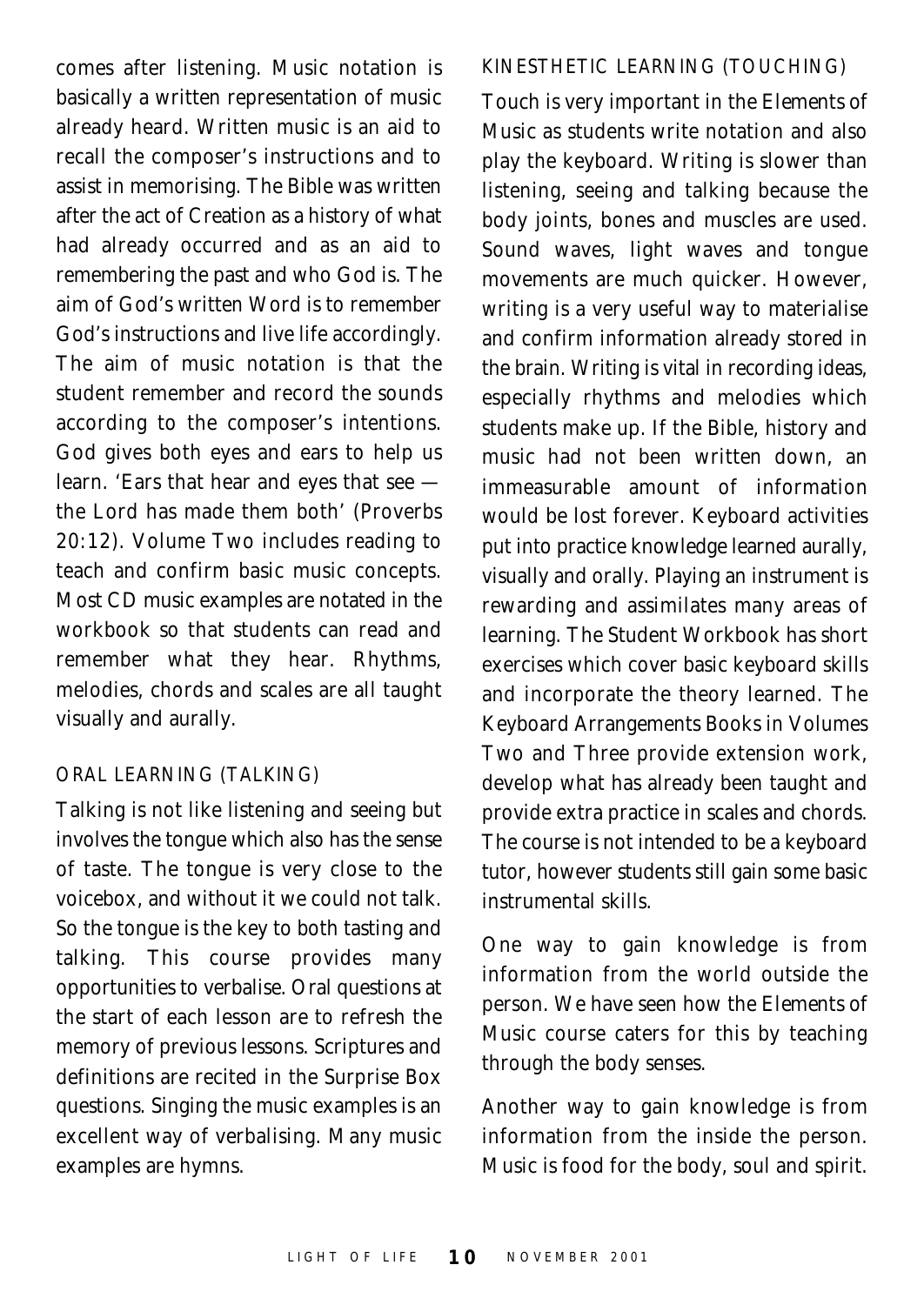comes after listening. Music notation is basically a written representation of music already heard. Written music is an aid to recall the composer's instructions and to assist in memorising. The Bible was written after the act of Creation as a history of what had already occurred and as an aid to remembering the past and who God is. The aim of God's written Word is to remember God's instructions and live life accordingly. The aim of music notation is that the student remember and record the sounds according to the composer's intentions. God gives both eyes and ears to help us learn. 'Ears that hear and eyes that see — the Lord has made them both' (Proverbs 20:12). Volume Two includes reading to teach and confirm basic music concepts. Most CD music examples are notated in the workbook so that students can read and remember what they hear. Rhythms, melodies, chords and scales are all taught visually and aurally.

### ORAL LEARNING (TALKING)

Talking is not like listening and seeing but involves the tongue which also has the sense of taste. The tongue is very close to the voicebox, and without it we could not talk. So the tongue is the key to both tasting and talking. This course provides many opportunities to verbalise. Oral questions at the start of each lesson are to refresh the memory of previous lessons. Scriptures and definitions are recited in the Surprise Box questions. Singing the music examples is an excellent way of verbalising. Many music examples are hymns.

### KINESTHETIC LEARNING (TOUCHING)

Touch is very important in the Elements of Music as students write notation and also play the keyboard. Writing is slower than listening, seeing and talking because the body joints, bones and muscles are used. Sound waves, light waves and tongue movements are much quicker. However, writing is a very useful way to materialise and confirm information already stored in the brain. Writing is vital in recording ideas, especially rhythms and melodies which students make up. If the Bible, history and music had not been written down, an immeasurable amount of information would be lost forever. Keyboard activities put into practice knowledge learned aurally, visually and orally. Playing an instrument is rewarding and assimilates many areas of learning. The Student Workbook has short exercises which cover basic keyboard skills and incorporate the theory learned. The Keyboard Arrangements Books in Volumes Two and Three provide extension work, develop what has already been taught and provide extra practice in scales and chords. The course is not intended to be a keyboard tutor, however students still gain some basic instrumental skills.

One way to gain knowledge is from information from the world outside the person. We have seen how the Elements of Music course caters for this by teaching through the body senses.

Another way to gain knowledge is from information from the inside the person. Music is food for the body, soul and spirit.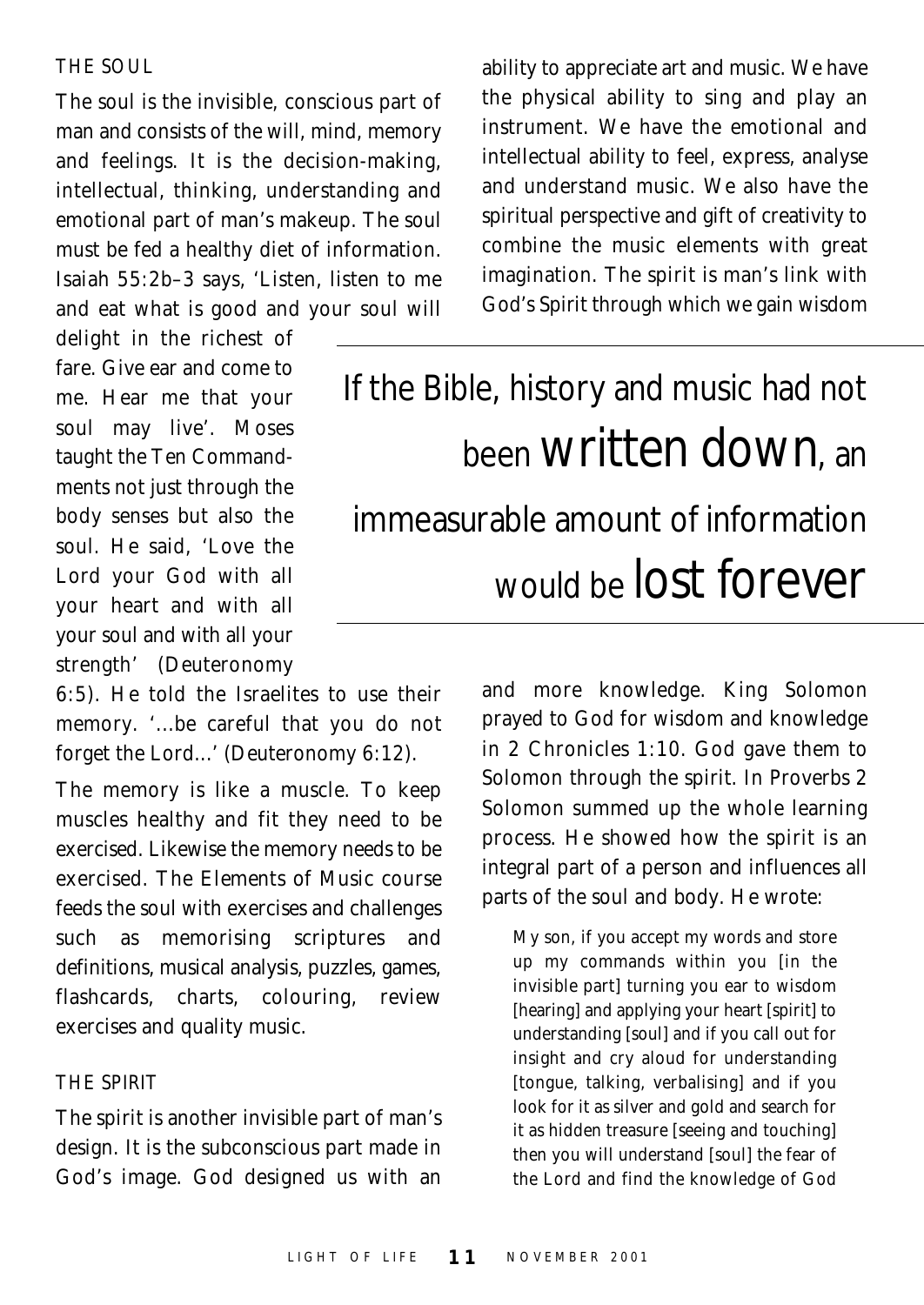### THE SOUL

The soul is the invisible, conscious part of man and consists of the will, mind, memory and feelings. It is the decision-making, intellectual, thinking, understanding and emotional part of man's makeup. The soul must be fed a healthy diet of information. Isaiah 55:2b–3 says, 'Listen, listen to me and eat what is good and your soul will delight in the richest of fare. Give ear and come to me. Hear me that your soul may live'. Moses taught the Ten Commandments not just through the body senses but also the soul. He said, 'Love the Lord your God with all your heart and with all your soul and with all your strength' (Deuteronomy 6:5). He told the Israelites to use their memory. '...be careful that you do not forget the Lord...' (Deuteronomy 6:12).

The memory is like a muscle. To keep muscles healthy and fit they need to be exercised. Likewise the memory needs to be exercised. The Elements of Music course feeds the soul with exercises and challenges such as memorising scriptures and definitions, musical analysis, puzzles, games, flashcards, charts, colouring, review exercises and quality music.

### THE SPIRIT

The spirit is another invisible part of man's design. It is the subconscious part made in God's image. God designed us with an ability to appreciate art and music. We have the physical ability to sing and play an instrument. We have the emotional and intellectual ability to feel, express, analyse and understand music. We also have the spiritual perspective and gift of creativity to combine the music elements with great imagination. The spirit is man's link with God's Spirit through which we gain wisdom and more knowledge. King Solomon prayed to God for wisdom and knowledge in 2 Chronicles 1:10. God gave them to Solomon through the spirit. In Proverbs 2 Solomon summed up the whole learning process. He showed how the spirit is an integral part of a person and influences all parts of the soul and body. He wrote:

> My son, if you accept my words and store up my commands within you [in the invisible part] turning you ear to wisdom [hearing] and applying your heart [spirit] to understanding [soul] and if you call out for insight and cry aloud for understanding [tongue, talking, verbalising] and if you look for it as silver and gold and search for it as hidden treasure [seeing and touching] then you will understand [soul] the fear of the Lord and find the knowledge of God

---

> If the Bible, history and music had not been **written down**, an immeasurable amount of information would be **lost forever**

---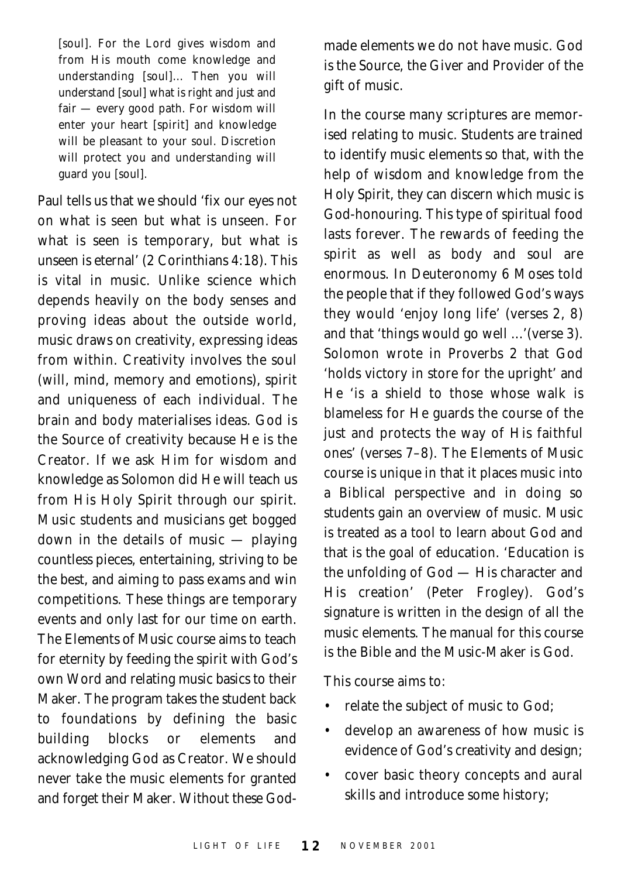> [soul]. For the Lord gives wisdom and from His mouth come knowledge and understanding [soul]... Then you will understand [soul] what is right and just and fair — every good path. For wisdom will enter your heart [spirit] and knowledge will be pleasant to your soul. Discretion will protect you and understanding will guard you [soul].

Paul tells us that we should 'fix our eyes not on what is seen but what is unseen. For what is seen is temporary, but what is unseen is eternal' (2 Corinthians 4:18). This is vital in music. Unlike science which depends heavily on the body senses and proving ideas about the outside world, music draws on creativity, expressing ideas from within. Creativity involves the soul (will, mind, memory and emotions), spirit and uniqueness of each individual. The brain and body materialises ideas. God is the Source of creativity because He is the Creator. If we ask Him for wisdom and knowledge as Solomon did He will teach us from His Holy Spirit through our spirit. Music students and musicians get bogged down in the details of music — playing countless pieces, entertaining, striving to be the best, and aiming to pass exams and win competitions. These things are temporary events and only last for our time on earth. The Elements of Music course aims to teach for eternity by feeding the spirit with God's own Word and relating music basics to their Maker. The program takes the student back to foundations by defining the basic building blocks or elements and acknowledging God as Creator. We should never take the music elements for granted and forget their Maker. Without these God-made elements we do not have music. God is the Source, the Giver and Provider of the gift of music.

In the course many scriptures are memorised relating to music. Students are trained to identify music elements so that, with the help of wisdom and knowledge from the Holy Spirit, they can discern which music is God-honouring. This type of spiritual food lasts forever. The rewards of feeding the spirit as well as body and soul are enormous. In Deuteronomy 6 Moses told the people that if they followed God's ways they would 'enjoy long life' (verses 2, 8) and that 'things would go well ...'(verse 3). Solomon wrote in Proverbs 2 that God 'holds victory in store for the upright' and He 'is a shield to those whose walk is blameless for He guards the course of the just and protects the way of His faithful ones' (verses 7–8). The Elements of Music course is unique in that it places music into a Biblical perspective and in doing so students gain an overview of music. Music is treated as a tool to learn about God and that is the goal of education. 'Education is the unfolding of God — His character and His creation' (Peter Frogley). God's signature is written in the design of all the music elements. The manual for this course is the Bible and the Music-Maker is God.

This course aims to:

- relate the subject of music to God;
- develop an awareness of how music is evidence of God's creativity and design;
- cover basic theory concepts and aural skills and introduce some history;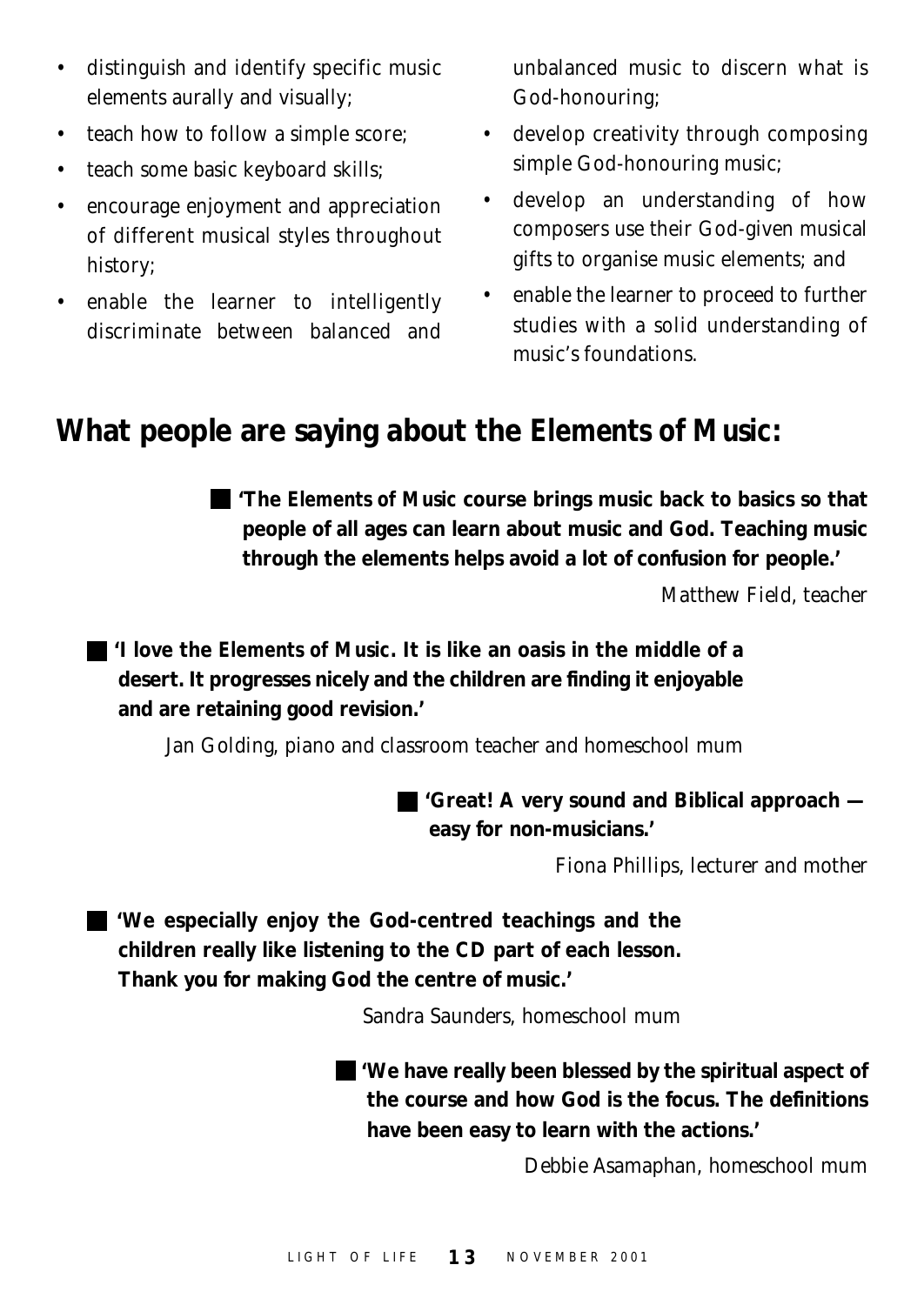- distinguish and identify specific music elements aurally and visually;
- teach how to follow a simple score;
- teach some basic keyboard skills;
- encourage enjoyment and appreciation of different musical styles throughout history;
- enable the learner to intelligently discriminate between balanced and unbalanced music to discern what is God-honouring;
- develop creativity through composing simple God-honouring music;
- develop an understanding of how composers use their God-given musical gifts to organise music elements; and
- enable the learner to proceed to further studies with a solid understanding of music's foundations.

## What people are saying about the Elements of Music:

**'The Elements of Music course brings music back to basics so that people of all ages can learn about music and God. Teaching music through the elements helps avoid a lot of confusion for people.'**

*Matthew Field, teacher*

**'I love the Elements of Music. It is like an oasis in the middle of a desert. It progresses nicely and the children are finding it enjoyable and are retaining good revision.'**

*Jan Golding, piano and classroom teacher and homeschool mum*

**'Great! A very sound and Biblical approach — easy for non-musicians.'**

*Fiona Phillips, lecturer and mother*

**'We especially enjoy the God-centred teachings and the children really like listening to the CD part of each lesson. Thank you for making God the centre of music.'**

*Sandra Saunders, homeschool mum*

**'We have really been blessed by the spiritual aspect of the course and how God is the focus. The definitions have been easy to learn with the actions.'**

*Debbie Asamaphan, homeschool mum*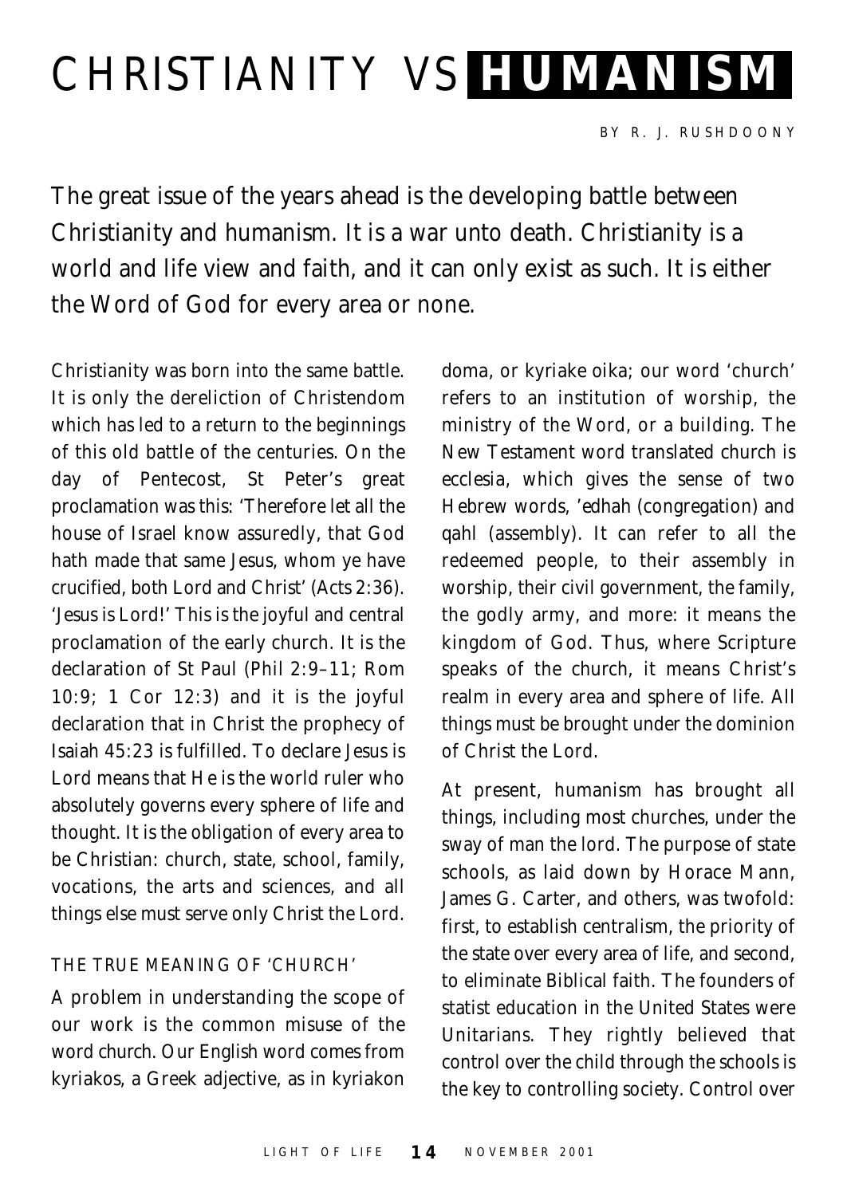# CHRISTIANITY VS **HUMANISM**

BY R. J. RUSHDOONY

The great issue of the years ahead is the developing battle between Christianity and humanism. It is a war unto death. Christianity is a world and life view and faith, and it can only exist as such. It is either the Word of God for every area or none.

Christianity was born into the same battle. It is only the dereliction of Christendom which has led to a return to the beginnings of this old battle of the centuries. On the day of Pentecost, St Peter's great proclamation was this: 'Therefore let all the house of Israel know assuredly, that God hath made that same Jesus, whom ye have crucified, both Lord and Christ' (Acts 2:36). 'Jesus is Lord!' This is the joyful and central proclamation of the early church. It is the declaration of St Paul (Phil 2:9–11; Rom 10:9; 1 Cor 12:3) and it is the joyful declaration that in Christ the prophecy of Isaiah 45:23 is fulfilled. To declare Jesus is Lord means that He is the world ruler who absolutely governs every sphere of life and thought. It is the obligation of every area to be Christian: church, state, school, family, vocations, the arts and sciences, and all things else must serve only Christ the Lord.

### THE TRUE MEANING OF 'CHURCH'

A problem in understanding the scope of our work is the common misuse of the word church. Our English word comes from kyriakos, a Greek adjective, as in kyriakon doma, or kyriake oika; our word 'church' refers to an institution of worship, the ministry of the Word, or a building. The New Testament word translated church is ecclesia, which gives the sense of two Hebrew words, 'edhah (congregation) and qahl (assembly). It can refer to all the redeemed people, to their assembly in worship, their civil government, the family, the godly army, and more: it means the kingdom of God. Thus, where Scripture speaks of the church, it means Christ's realm in every area and sphere of life. All things must be brought under the dominion of Christ the Lord.

At present, humanism has brought all things, including most churches, under the sway of man the lord. The purpose of state schools, as laid down by Horace Mann, James G. Carter, and others, was twofold: first, to establish centralism, the priority of the state over every area of life, and second, to eliminate Biblical faith. The founders of statist education in the United States were Unitarians. They rightly believed that control over the child through the schools is the key to controlling society. Control over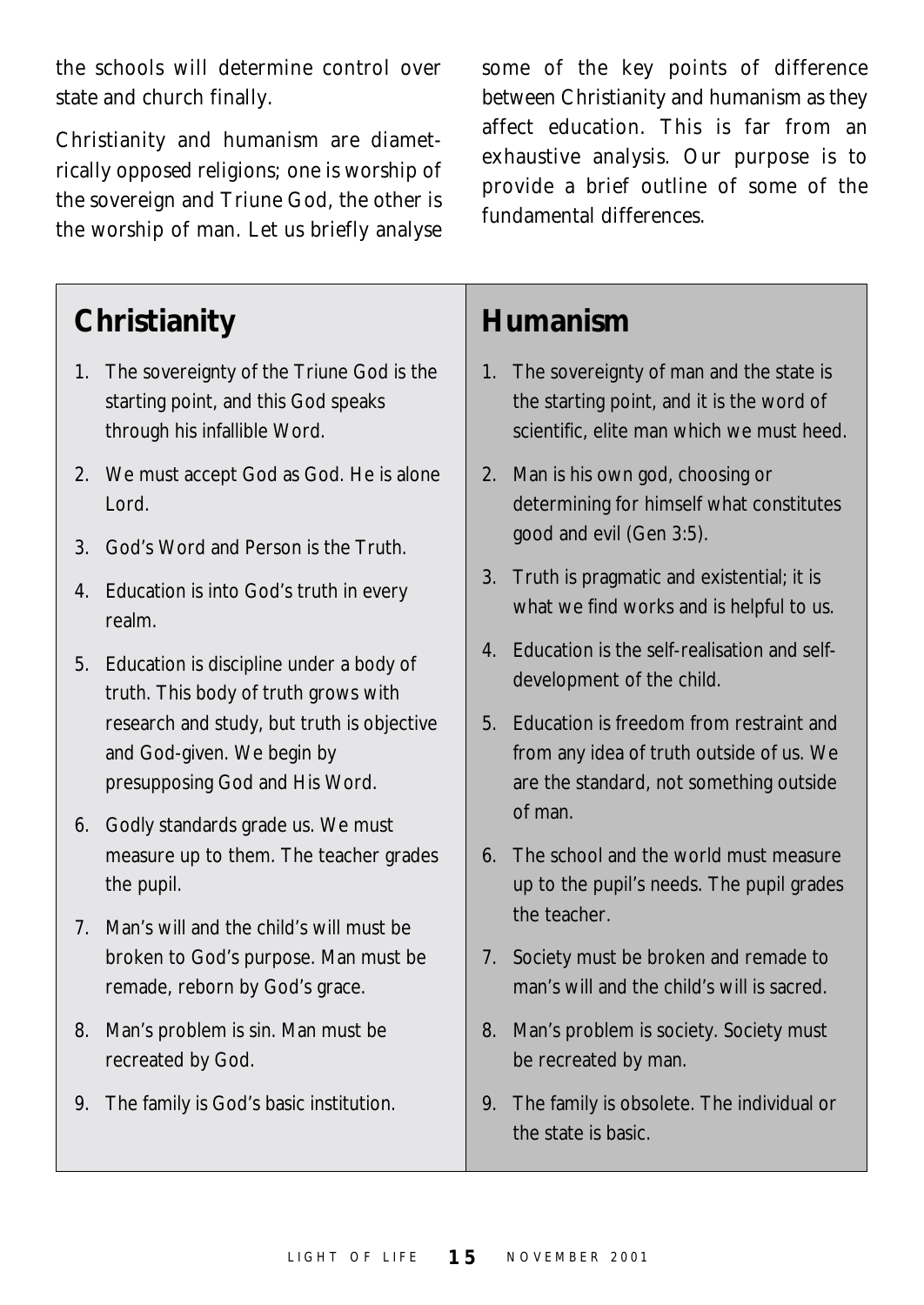the schools will determine control over state and church finally.

Christianity and humanism are diametrically opposed religions; one is worship of the sovereign and Triune God, the other is the worship of man. Let us briefly analyse some of the key points of difference between Christianity and humanism as they affect education. This is far from an exhaustive analysis. Our purpose is to provide a brief outline of some of the fundamental differences.

| Christianity | Humanism |
| --- | --- |
| 1. The sovereignty of the Triune God is the starting point, and this God speaks through his infallible Word. | 1. The sovereignty of man and the state is the starting point, and it is the word of scientific, elite man which we must heed. |
| 2. We must accept God as God. He is alone Lord. | 2. Man is his own god, choosing or determining for himself what constitutes good and evil (Gen 3:5). |
| 3. God's Word and Person is the Truth. | 3. Truth is pragmatic and existential; it is what we find works and is helpful to us. |
| 4. Education is into God's truth in every realm. | 4. Education is the self-realisation and self-development of the child. |
| 5. Education is discipline under a body of truth. This body of truth grows with research and study, but truth is objective and God-given. We begin by presupposing God and His Word. | 5. Education is freedom from restraint and from any idea of truth outside of us. We are the standard, not something outside of man. |
| 6. Godly standards grade us. We must measure up to them. The teacher grades the pupil. | 6. The school and the world must measure up to the pupil's needs. The pupil grades the teacher. |
| 7. Man's will and the child's will must be broken to God's purpose. Man must be remade, reborn by God's grace. | 7. Society must be broken and remade to man's will and the child's will is sacred. |
| 8. Man's problem is sin. Man must be recreated by God. | 8. Man's problem is society. Society must be recreated by man. |
| 9. The family is God's basic institution. | 9. The family is obsolete. The individual or the state is basic. |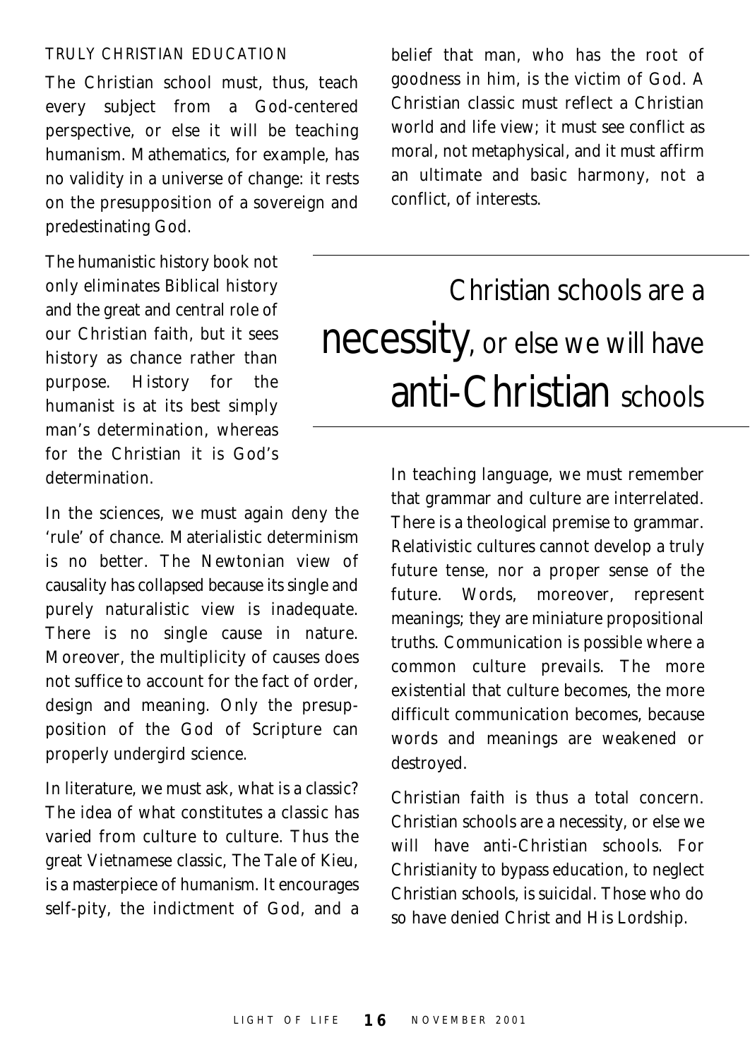## TRULY CHRISTIAN EDUCATION

The Christian school must, thus, teach every subject from a God-centered perspective, or else it will be teaching humanism. Mathematics, for example, has no validity in a universe of change: it rests on the presupposition of a sovereign and predestinating God.

The humanistic history book not only eliminates Biblical history and the great and central role of our Christian faith, but it sees history as chance rather than purpose. History for the humanist is at its best simply man's determination, whereas for the Christian it is God's determination.

In the sciences, we must again deny the 'rule' of chance. Materialistic determinism is no better. The Newtonian view of causality has collapsed because its single and purely naturalistic view is inadequate. There is no single cause in nature. Moreover, the multiplicity of causes does not suffice to account for the fact of order, design and meaning. Only the presupposition of the God of Scripture can properly undergird science.

In literature, we must ask, what is a classic? The idea of what constitutes a classic has varied from culture to culture. Thus the great Vietnamese classic, The Tale of Kieu, is a masterpiece of humanism. It encourages self-pity, the indictment of God, and a belief that man, who has the root of goodness in him, is the victim of God. A Christian classic must reflect a Christian world and life view; it must see conflict as moral, not metaphysical, and it must affirm an ultimate and basic harmony, not a conflict, of interests.

> Christian schools are a **necessity**, or else we will have **anti-Christian** schools

In teaching language, we must remember that grammar and culture are interrelated. There is a theological premise to grammar. Relativistic cultures cannot develop a truly future tense, nor a proper sense of the future. Words, moreover, represent meanings; they are miniature propositional truths. Communication is possible where a common culture prevails. The more existential that culture becomes, the more difficult communication becomes, because words and meanings are weakened or destroyed.

Christian faith is thus a total concern. Christian schools are a necessity, or else we will have anti-Christian schools. For Christianity to bypass education, to neglect Christian schools, is suicidal. Those who do so have denied Christ and His Lordship.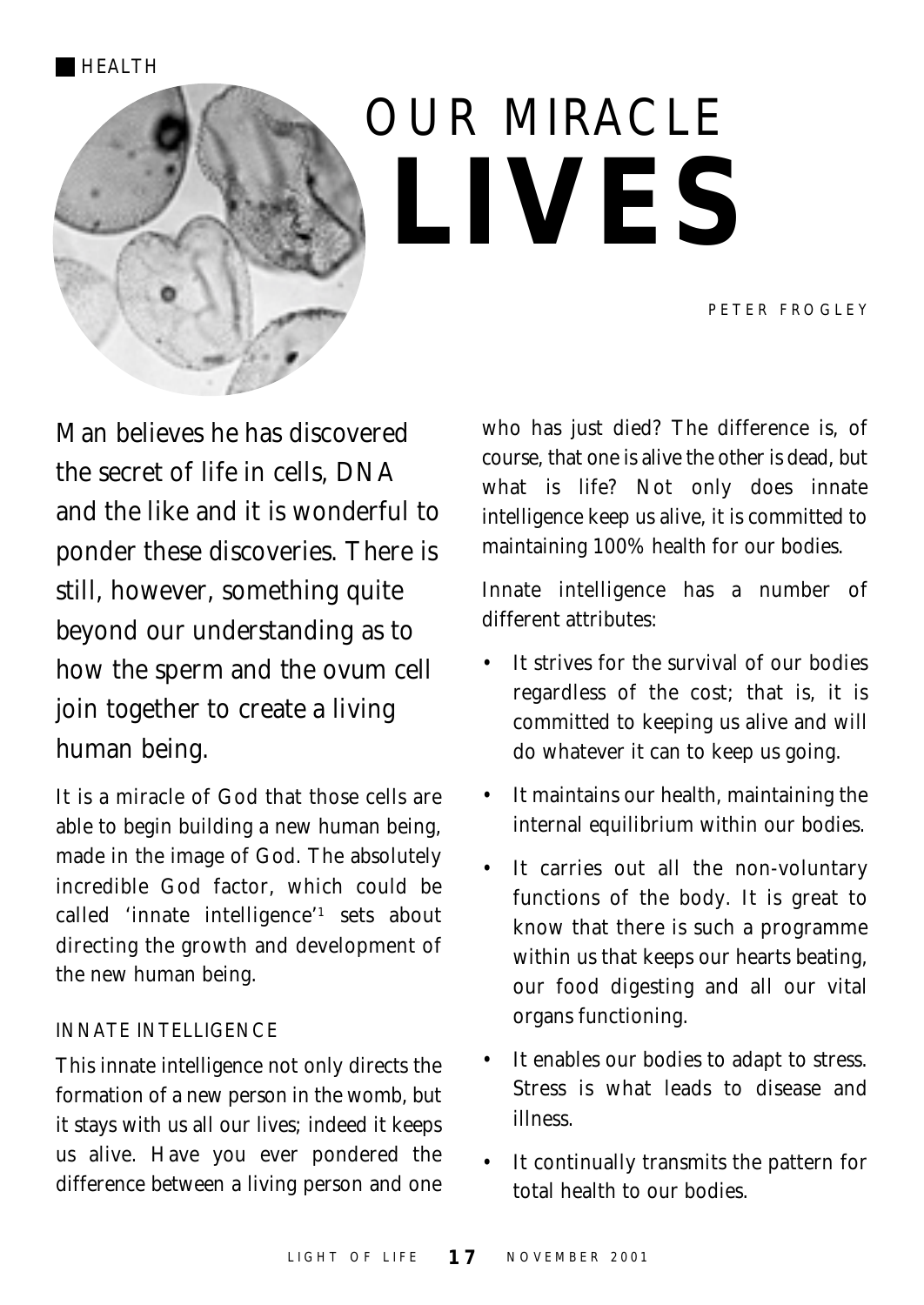HEALTH

# OUR MIRACLE **LIVES**

PETER FROGLEY

Man believes he has discovered the secret of life in cells, DNA and the like and it is wonderful to ponder these discoveries. There is still, however, something quite beyond our understanding as to how the sperm and the ovum cell join together to create a living human being.

It is a miracle of God that those cells are able to begin building a new human being, made in the image of God. The absolutely incredible God factor, which could be called 'innate intelligence'[1] sets about directing the growth and development of the new human being.

## INNATE INTELLIGENCE

This innate intelligence not only directs the formation of a new person in the womb, but it stays with us all our lives; indeed it keeps us alive. Have you ever pondered the difference between a living person and one who has just died? The difference is, of course, that one is alive the other is dead, but what is life? Not only does innate intelligence keep us alive, it is committed to maintaining 100% health for our bodies.

Innate intelligence has a number of different attributes:

- It strives for the survival of our bodies regardless of the cost; that is, it is committed to keeping us alive and will do whatever it can to keep us going.
- It maintains our health, maintaining the internal equilibrium within our bodies.
- It carries out all the non-voluntary functions of the body. It is great to know that there is such a programme within us that keeps our hearts beating, our food digesting and all our vital organs functioning.
- It enables our bodies to adapt to stress. Stress is what leads to disease and illness.
- It continually transmits the pattern for total health to our bodies.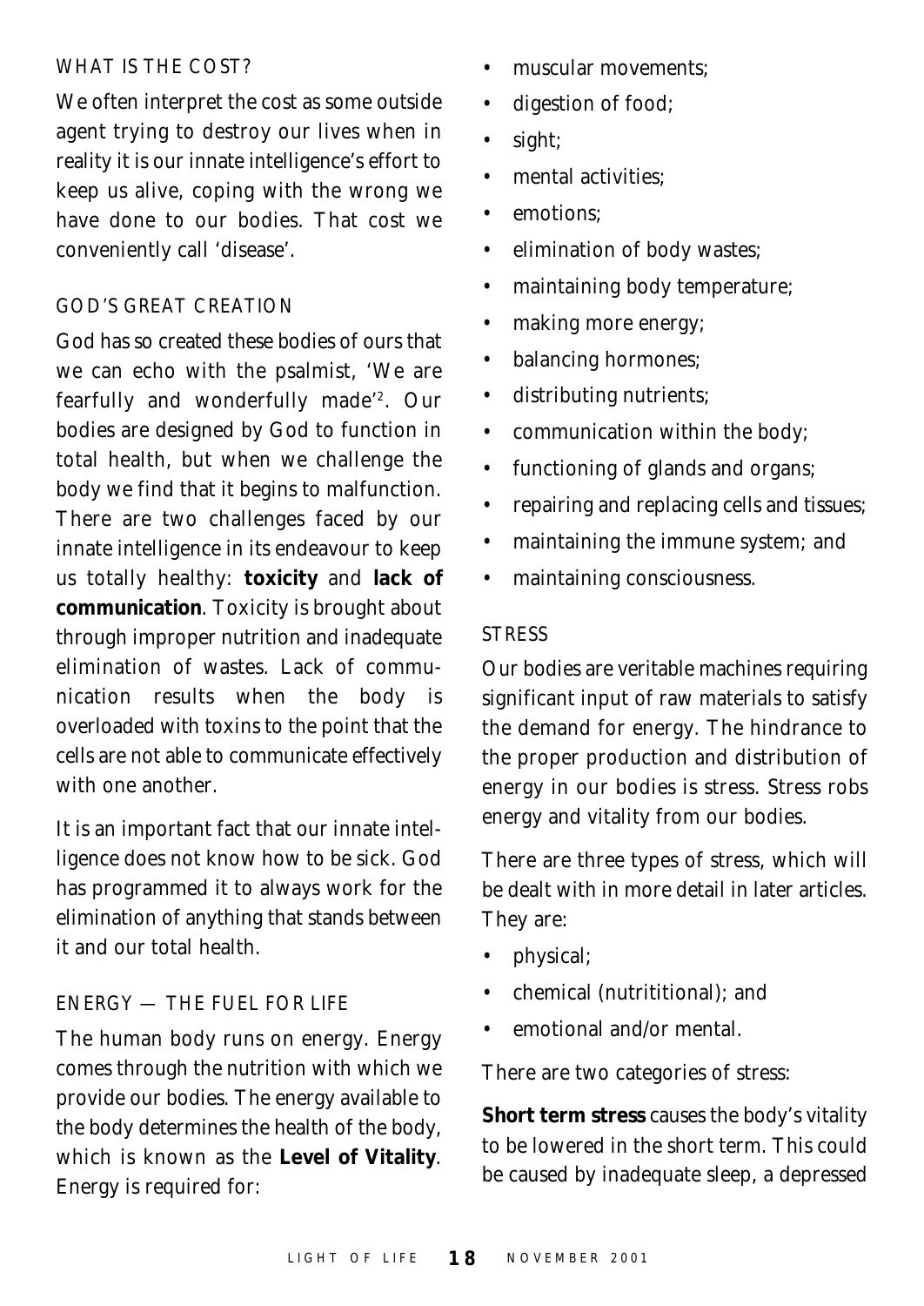### WHAT IS THE COST?

We often interpret the cost as some outside agent trying to destroy our lives when in reality it is our innate intelligence's effort to keep us alive, coping with the wrong we have done to our bodies. That cost we conveniently call 'disease'.

### GOD'S GREAT CREATION

God has so created these bodies of ours that we can echo with the psalmist, 'We are fearfully and wonderfully made'[2]. Our bodies are designed by God to function in total health, but when we challenge the body we find that it begins to malfunction. There are two challenges faced by our innate intelligence in its endeavour to keep us totally healthy: **toxicity** and **lack of communication**. Toxicity is brought about through improper nutrition and inadequate elimination of wastes. Lack of communication results when the body is overloaded with toxins to the point that the cells are not able to communicate effectively with one another.

It is an important fact that our innate intelligence does not know how to be sick. God has programmed it to always work for the elimination of anything that stands between it and our total health.

### ENERGY — THE FUEL FOR LIFE

The human body runs on energy. Energy comes through the nutrition with which we provide our bodies. The energy available to the body determines the health of the body, which is known as the **Level of Vitality**. Energy is required for:

- muscular movements;
- digestion of food;
- sight;
- mental activities;
- emotions;
- elimination of body wastes;
- maintaining body temperature;
- making more energy;
- balancing hormones;
- distributing nutrients;
- communication within the body;
- functioning of glands and organs;
- repairing and replacing cells and tissues;
- maintaining the immune system; and
- maintaining consciousness.

### STRESS

Our bodies are veritable machines requiring significant input of raw materials to satisfy the demand for energy. The hindrance to the proper production and distribution of energy in our bodies is stress. Stress robs energy and vitality from our bodies.

There are three types of stress, which will be dealt with in more detail in later articles. They are:

- physical;
- chemical (nutritional); and
- emotional and/or mental.

There are two categories of stress:

**Short term stress** causes the body's vitality to be lowered in the short term. This could be caused by inadequate sleep, a depressed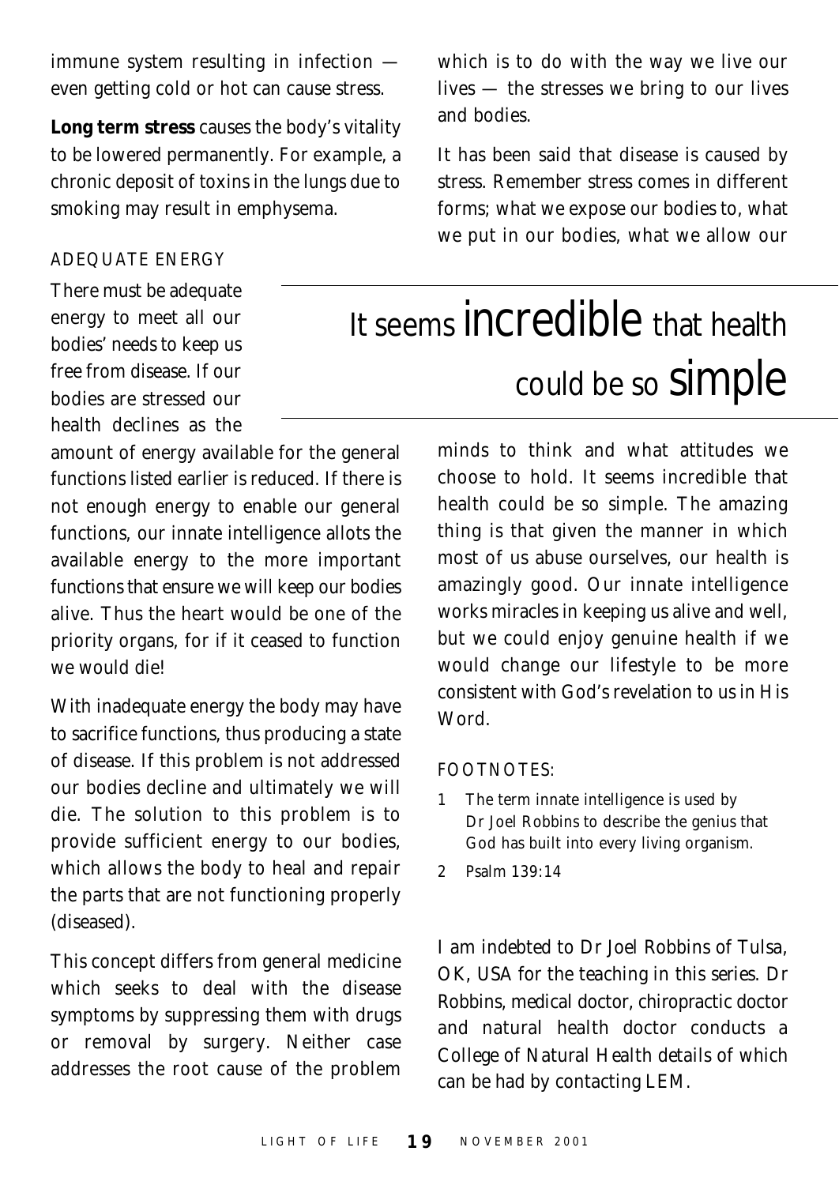immune system resulting in infection — even getting cold or hot can cause stress.

**Long term stress** causes the body's vitality to be lowered permanently. For example, a chronic deposit of toxins in the lungs due to smoking may result in emphysema.

### ADEQUATE ENERGY

There must be adequate energy to meet all our bodies' needs to keep us free from disease. If our bodies are stressed our health declines as the amount of energy available for the general functions listed earlier is reduced. If there is not enough energy to enable our general functions, our innate intelligence allots the available energy to the more important functions that ensure we will keep our bodies alive. Thus the heart would be one of the priority organs, for if it ceased to function we would die!

With inadequate energy the body may have to sacrifice functions, thus producing a state of disease. If this problem is not addressed our bodies decline and ultimately we will die. The solution to this problem is to provide sufficient energy to our bodies, which allows the body to heal and repair the parts that are not functioning properly (diseased).

This concept differs from general medicine which seeks to deal with the disease symptoms by suppressing them with drugs or removal by surgery. Neither case addresses the root cause of the problem which is to do with the way we live our lives — the stresses we bring to our lives and bodies.

It has been said that disease is caused by stress. Remember stress comes in different forms; what we expose our bodies to, what we put in our bodies, what we allow our minds to think and what attitudes we choose to hold. It seems incredible that health could be so simple. The amazing thing is that given the manner in which most of us abuse ourselves, our health is amazingly good. Our innate intelligence works miracles in keeping us alive and well, but we could enjoy genuine health if we would change our lifestyle to be more consistent with God's revelation to us in His Word.

> It seems incredible that health could be so simple

FOOTNOTES:

1. The term innate intelligence is used by Dr Joel Robbins to describe the genius that God has built into every living organism.
2. Psalm 139:14

I am indebted to Dr Joel Robbins of Tulsa, OK, USA for the teaching in this series. Dr Robbins, medical doctor, chiropractic doctor and natural health doctor conducts a College of Natural Health details of which can be had by contacting LEM.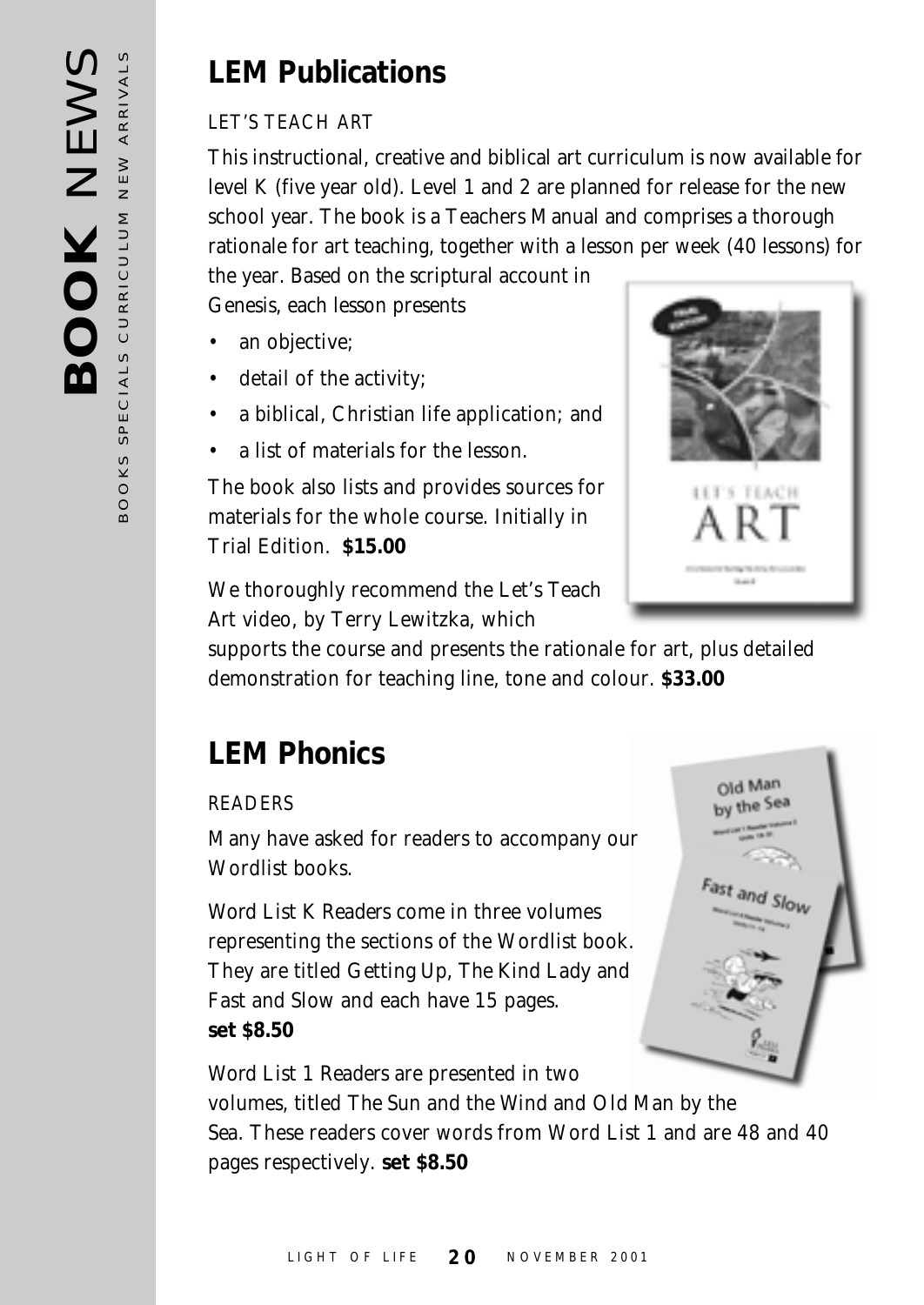# LEM Publications

LET'S TEACH ART

This instructional, creative and biblical art curriculum is now available for level K (five year old). Level 1 and 2 are planned for release for the new school year. The book is a Teachers Manual and comprises a thorough rationale for art teaching, together with a lesson per week (40 lessons) for the year. Based on the scriptural account in Genesis, each lesson presents

- an objective;
- detail of the activity;
- a biblical, Christian life application; and
- a list of materials for the lesson.

The book also lists and provides sources for materials for the whole course. Initially in Trial Edition. **$15.00**

We thoroughly recommend the Let's Teach Art video, by Terry Lewitzka, which supports the course and presents the rationale for art, plus detailed demonstration for teaching line, tone and colour. **$33.00**

# LEM Phonics

READERS

Many have asked for readers to accompany our Wordlist books.

Word List K Readers come in three volumes representing the sections of the Wordlist book. They are titled Getting Up, The Kind Lady and Fast and Slow and each have 15 pages. **set $8.50**

Word List 1 Readers are presented in two volumes, titled The Sun and the Wind and Old Man by the Sea. These readers cover words from Word List 1 and are 48 and 40 pages respectively. **set $8.50**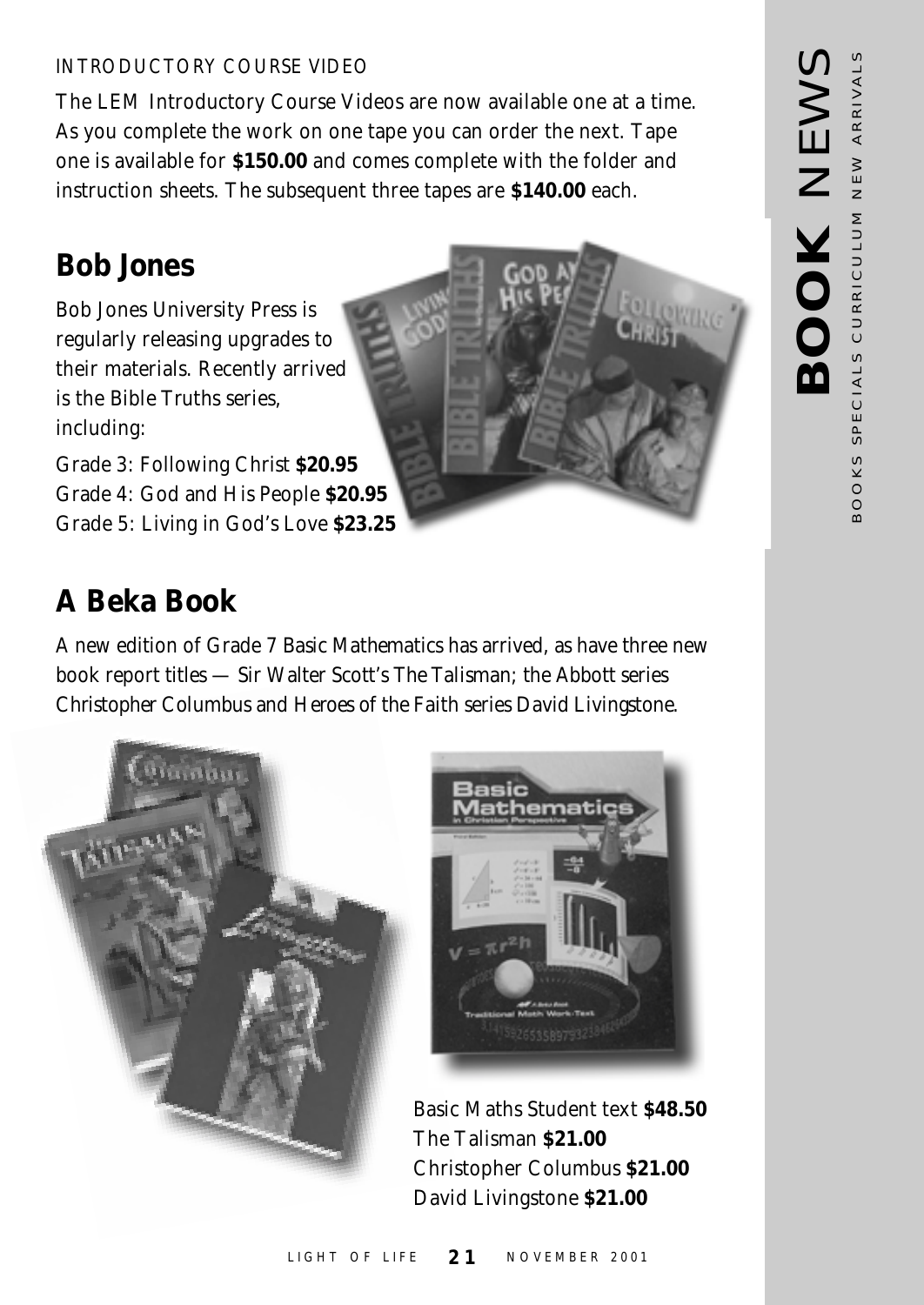INTRODUCTORY COURSE VIDEO

The LEM Introductory Course Videos are now available one at a time. As you complete the work on one tape you can order the next. Tape one is available for **$150.00** and comes complete with the folder and instruction sheets. The subsequent three tapes are **$140.00** each.

## Bob Jones

Bob Jones University Press is regularly releasing upgrades to their materials. Recently arrived is the Bible Truths series, including:

Grade 3: Following Christ **$20.95**
Grade 4: God and His People **$20.95**
Grade 5: Living in God's Love **$23.25**

## A Beka Book

A new edition of Grade 7 Basic Mathematics has arrived, as have three new book report titles — Sir Walter Scott's The Talisman; the Abbott series Christopher Columbus and Heroes of the Faith series David Livingstone.

Basic Maths Student text **$48.50**
The Talisman **$21.00**
Christopher Columbus **$21.00**
David Livingstone **$21.00**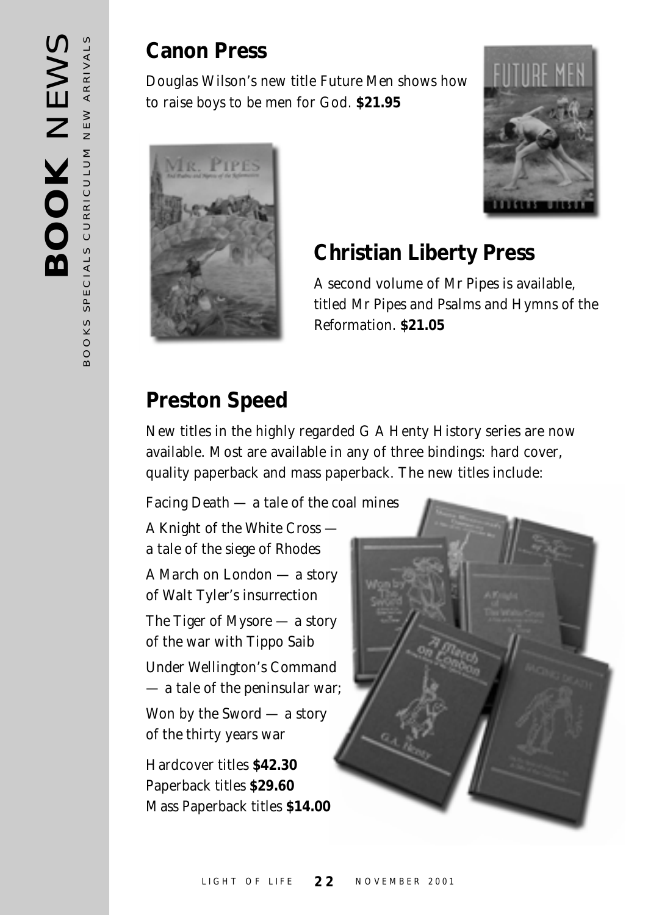## Canon Press

Douglas Wilson's new title Future Men shows how to raise boys to be men for God. **$21.95**

## Christian Liberty Press

A second volume of Mr Pipes is available, titled Mr Pipes and Psalms and Hymns of the Reformation. **$21.05**

## Preston Speed

New titles in the highly regarded G A Henty History series are now available. Most are available in any of three bindings: hard cover, quality paperback and mass paperback. The new titles include:

Facing Death — a tale of the coal mines

A Knight of the White Cross — a tale of the siege of Rhodes

A March on London — a story of Walt Tyler's insurrection

The Tiger of Mysore — a story of the war with Tippo Saib

Under Wellington's Command — a tale of the peninsular war;

Won by the Sword — a story of the thirty years war

Hardcover titles **$42.30**
Paperback titles **$29.60**
Mass Paperback titles **$14.00**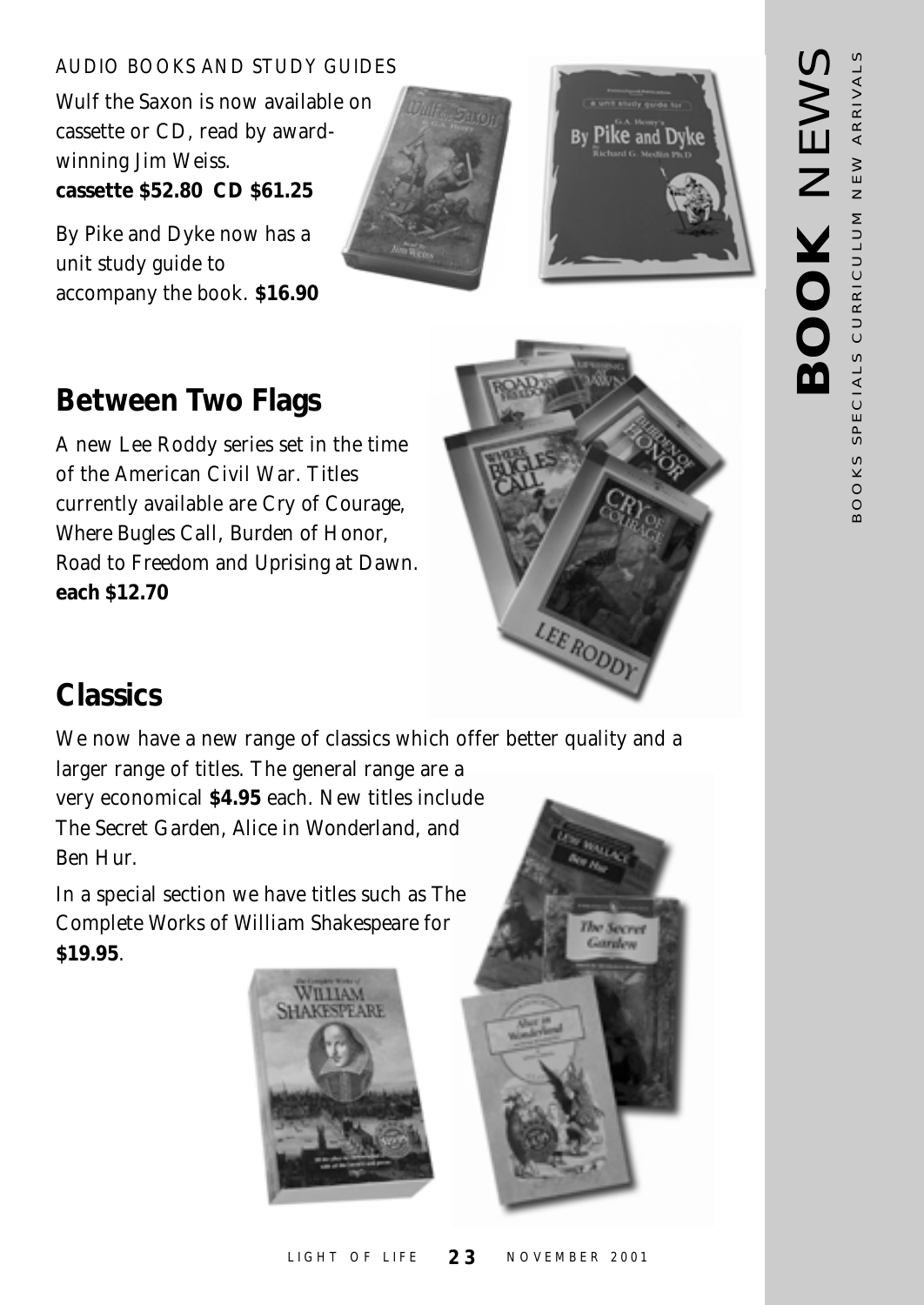AUDIO BOOKS AND STUDY GUIDES

Wulf the Saxon is now available on cassette or CD, read by award-winning Jim Weiss.
**cassette $52.80 CD $61.25**

By Pike and Dyke now has a unit study guide to accompany the book. **$16.90**

## Between Two Flags

A new Lee Roddy series set in the time of the American Civil War. Titles currently available are Cry of Courage, Where Bugles Call, Burden of Honor, Road to Freedom and Uprising at Dawn.
**each $12.70**

## Classics

We now have a new range of classics which offer better quality and a larger range of titles. The general range are a very economical **$4.95** each. New titles include The Secret Garden, Alice in Wonderland, and Ben Hur.

In a special section we have titles such as The Complete Works of William Shakespeare for **$19.95**.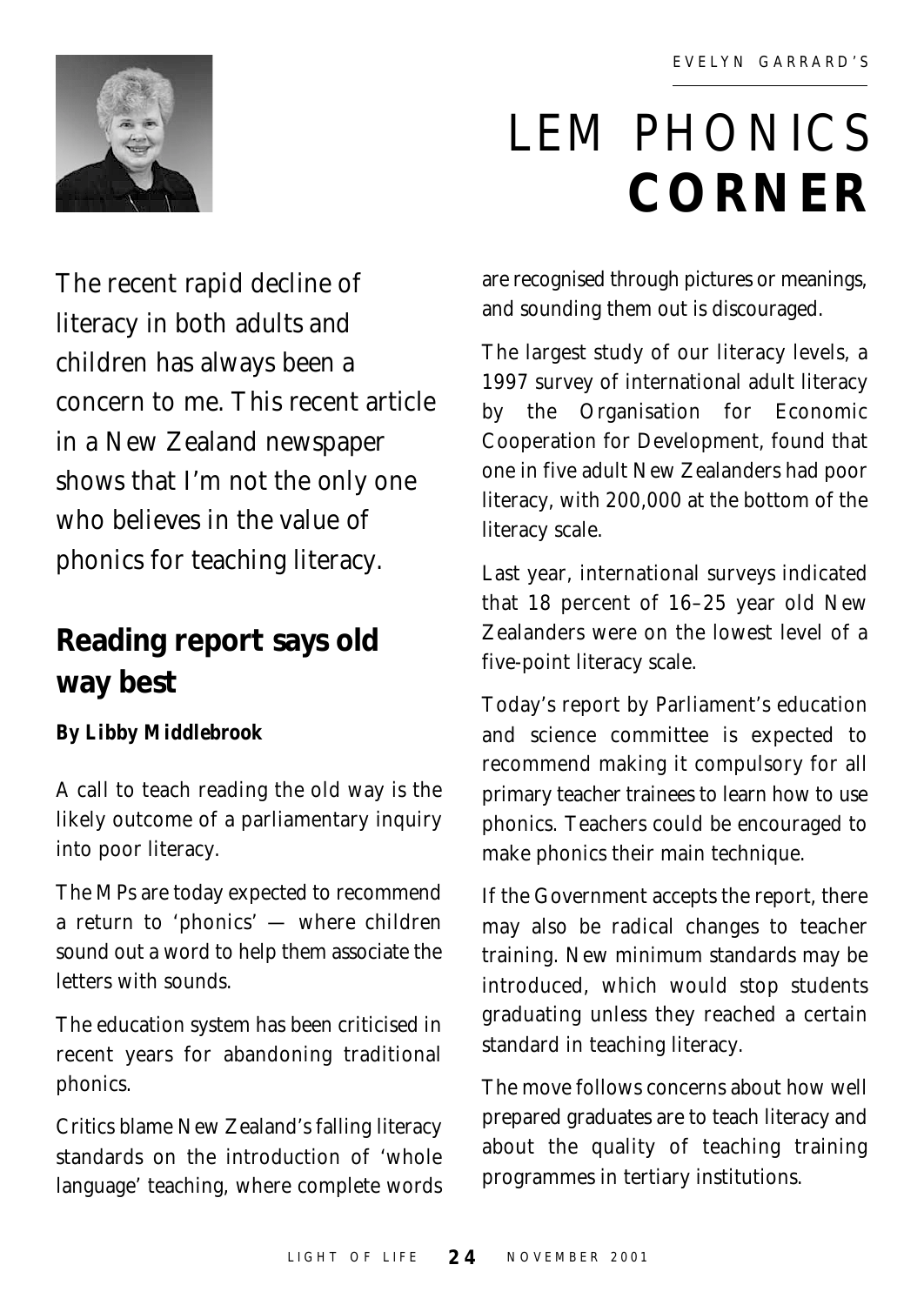EVELYN GARRARD'S

# LEM PHONICS **CORNER**

The recent rapid decline of literacy in both adults and children has always been a concern to me. This recent article in a New Zealand newspaper shows that I'm not the only one who believes in the value of phonics for teaching literacy.

## Reading report says old way best

**By Libby Middlebrook**

A call to teach reading the old way is the likely outcome of a parliamentary inquiry into poor literacy.

The MPs are today expected to recommend a return to 'phonics' — where children sound out a word to help them associate the letters with sounds.

The education system has been criticised in recent years for abandoning traditional phonics.

Critics blame New Zealand's falling literacy standards on the introduction of 'whole language' teaching, where complete words are recognised through pictures or meanings, and sounding them out is discouraged.

The largest study of our literacy levels, a 1997 survey of international adult literacy by the Organisation for Economic Cooperation for Development, found that one in five adult New Zealanders had poor literacy, with 200,000 at the bottom of the literacy scale.

Last year, international surveys indicated that 18 percent of 16–25 year old New Zealanders were on the lowest level of a five-point literacy scale.

Today's report by Parliament's education and science committee is expected to recommend making it compulsory for all primary teacher trainees to learn how to use phonics. Teachers could be encouraged to make phonics their main technique.

If the Government accepts the report, there may also be radical changes to teacher training. New minimum standards may be introduced, which would stop students graduating unless they reached a certain standard in teaching literacy.

The move follows concerns about how well prepared graduates are to teach literacy and about the quality of teaching training programmes in tertiary institutions.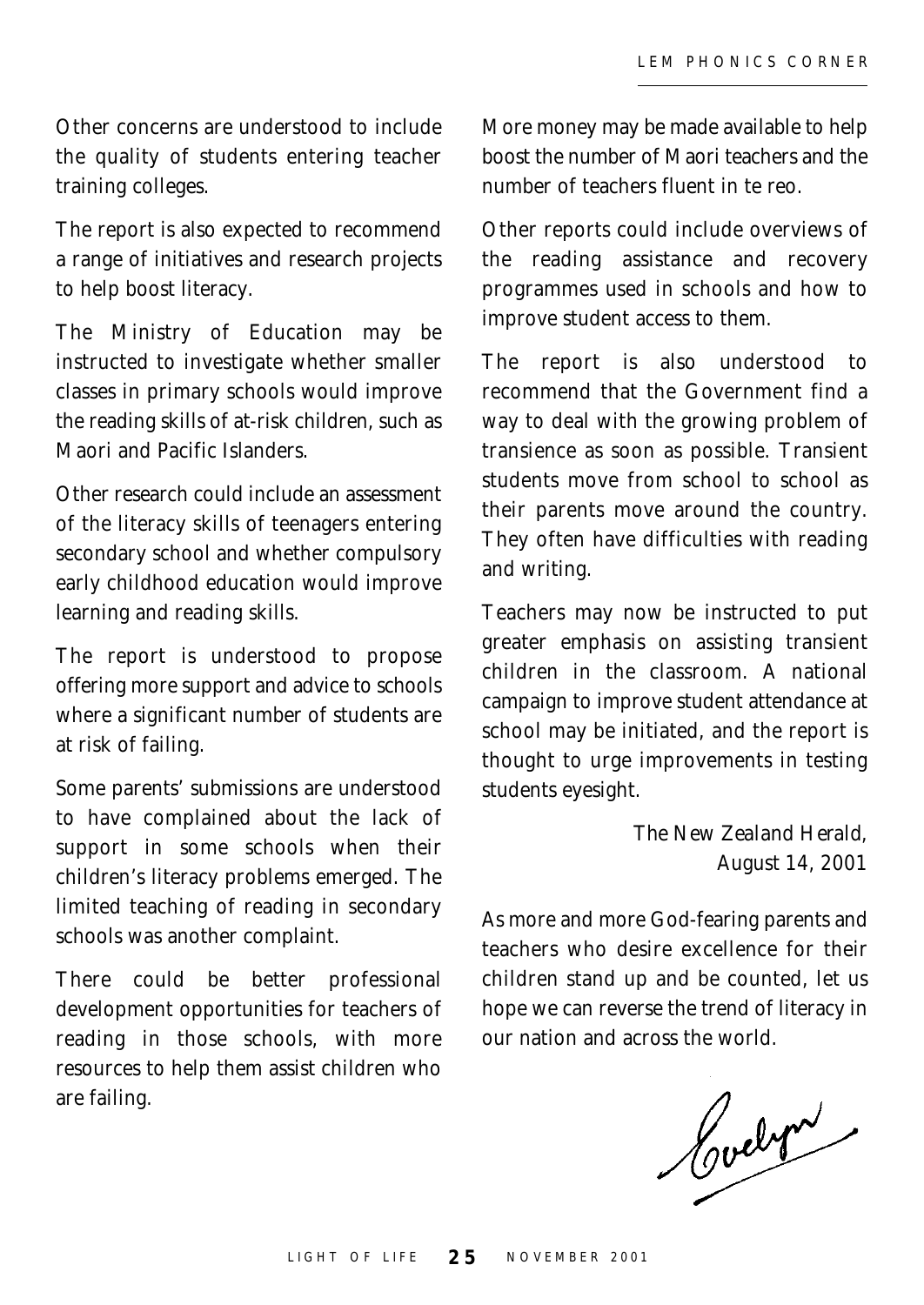Other concerns are understood to include the quality of students entering teacher training colleges.

The report is also expected to recommend a range of initiatives and research projects to help boost literacy.

The Ministry of Education may be instructed to investigate whether smaller classes in primary schools would improve the reading skills of at-risk children, such as Maori and Pacific Islanders.

Other research could include an assessment of the literacy skills of teenagers entering secondary school and whether compulsory early childhood education would improve learning and reading skills.

The report is understood to propose offering more support and advice to schools where a significant number of students are at risk of failing.

Some parents' submissions are understood to have complained about the lack of support in some schools when their children's literacy problems emerged. The limited teaching of reading in secondary schools was another complaint.

There could be better professional development opportunities for teachers of reading in those schools, with more resources to help them assist children who are failing.

More money may be made available to help boost the number of Maori teachers and the number of teachers fluent in te reo.

Other reports could include overviews of the reading assistance and recovery programmes used in schools and how to improve student access to them.

The report is also understood to recommend that the Government find a way to deal with the growing problem of transience as soon as possible. Transient students move from school to school as their parents move around the country. They often have difficulties with reading and writing.

Teachers may now be instructed to put greater emphasis on assisting transient children in the classroom. A national campaign to improve student attendance at school may be initiated, and the report is thought to urge improvements in testing students eyesight.

The New Zealand Herald,
August 14, 2001

As more and more God-fearing parents and teachers who desire excellence for their children stand up and be counted, let us hope we can reverse the trend of literacy in our nation and across the world.

Evelyn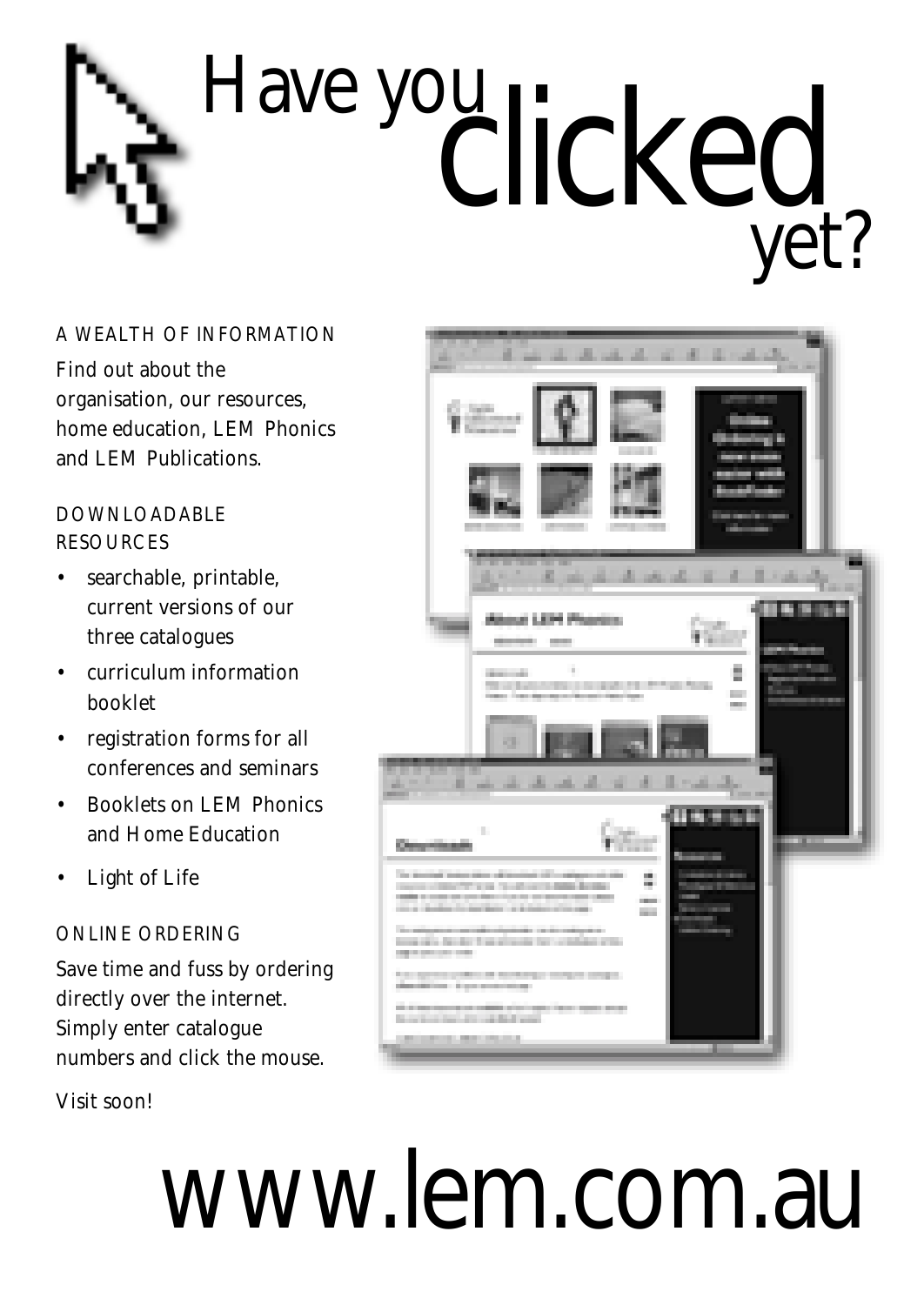# Have you clicked yet?

A WEALTH OF INFORMATION

Find out about the organisation, our resources, home education, LEM Phonics and LEM Publications.

DOWNLOADABLE RESOURCES

- searchable, printable, current versions of our three catalogues
- curriculum information booklet
- registration forms for all conferences and seminars
- Booklets on LEM Phonics and Home Education
- Light of Life

ONLINE ORDERING

Save time and fuss by ordering directly over the internet. Simply enter catalogue numbers and click the mouse.

Visit soon!

# www.lem.com.au